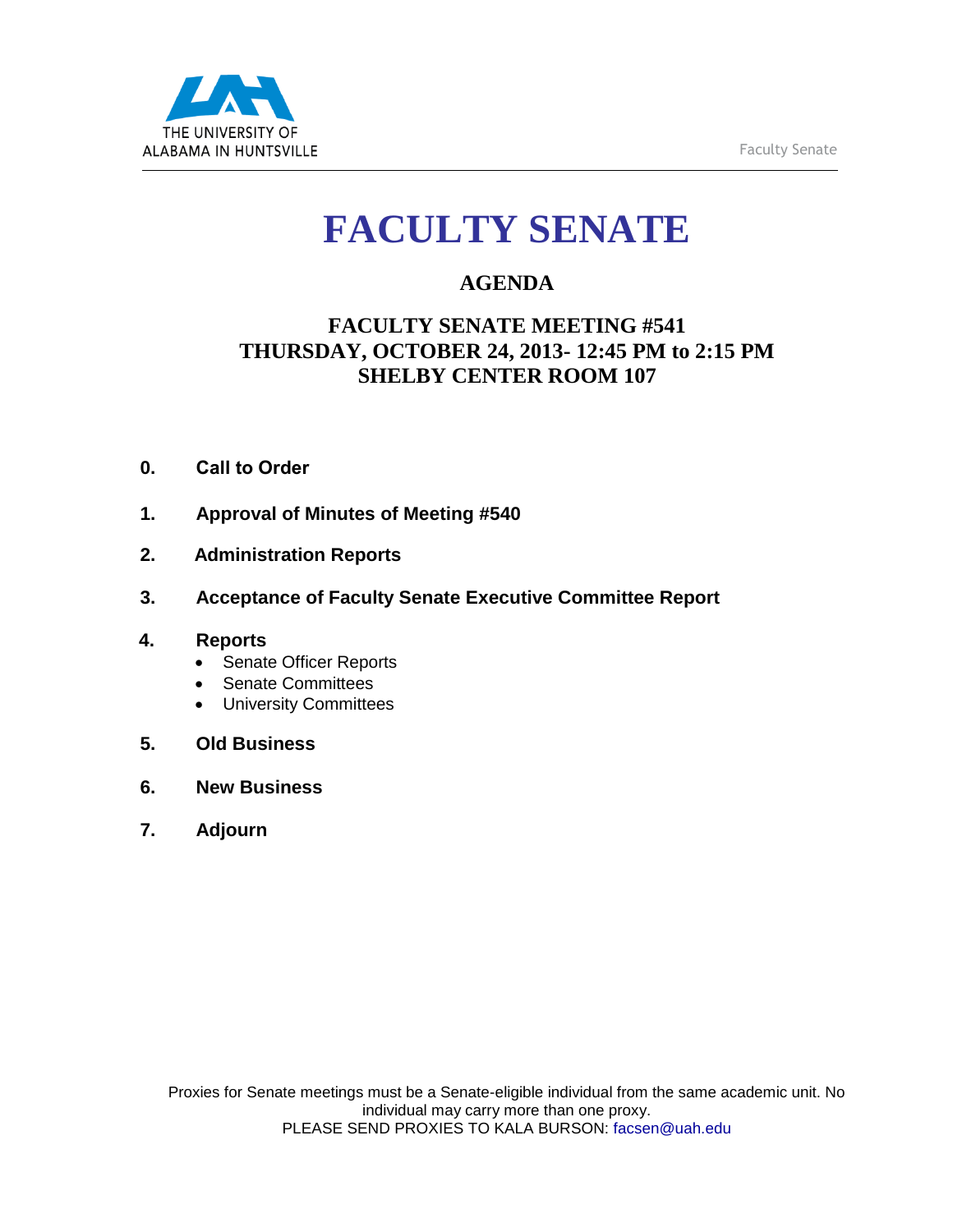# FACULTY SENATE

## AGENDA

### FACULTY SENATE MEETING #541
### THURSDAY, OCTOBER 24, 2013- 12:45 PM to 2:15 PM
### SHELBY CENTER ROOM 107

**0. Call to Order**

**1. Approval of Minutes of Meeting #540**

**2. Administration Reports**

**3. Acceptance of Faculty Senate Executive Committee Report**

**4. Reports**
- Senate Officer Reports
- Senate Committees
- University Committees

**5. Old Business**

**6. New Business**

**7. Adjourn**

Proxies for Senate meetings must be a Senate-eligible individual from the same academic unit. No individual may carry more than one proxy.
PLEASE SEND PROXIES TO KALA BURSON: facsen@uah.edu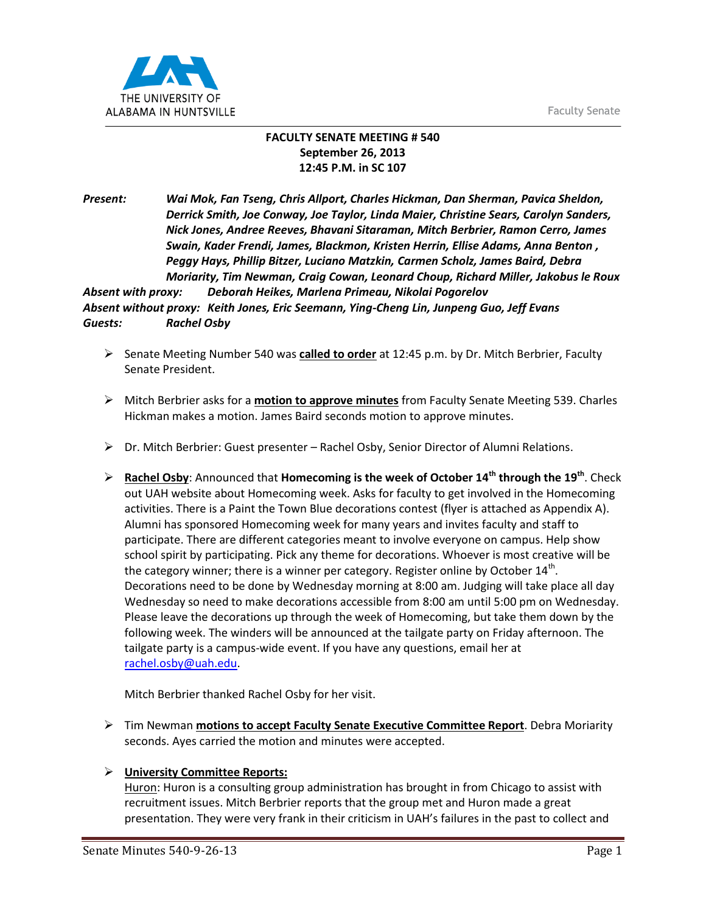**FACULTY SENATE MEETING # 540**
**September 26, 2013**
**12:45 P.M. in SC 107**

***Present:*** ***Wai Mok, Fan Tseng, Chris Allport, Charles Hickman, Dan Sherman, Pavica Sheldon, Derrick Smith, Joe Conway, Joe Taylor, Linda Maier, Christine Sears, Carolyn Sanders, Nick Jones, Andree Reeves, Bhavani Sitaraman, Mitch Berbrier, Ramon Cerro, James Swain, Kader Frendi, James, Blackmon, Kristen Herrin, Ellise Adams, Anna Benton , Peggy Hays, Phillip Bitzer, Luciano Matzkin, Carmen Scholz, James Baird, Debra Moriarity, Tim Newman, Craig Cowan, Leonard Choup, Richard Miller, Jakobus le Roux***
***Absent with proxy:*** ***Deborah Heikes, Marlena Primeau, Nikolai Pogorelov***
***Absent without proxy:*** ***Keith Jones, Eric Seemann, Ying-Cheng Lin, Junpeng Guo, Jeff Evans***
***Guests:*** ***Rachel Osby***

- Senate Meeting Number 540 was **called to order** at 12:45 p.m. by Dr. Mitch Berbrier, Faculty Senate President.

- Mitch Berbrier asks for a **motion to approve minutes** from Faculty Senate Meeting 539. Charles Hickman makes a motion. James Baird seconds motion to approve minutes.

- Dr. Mitch Berbrier: Guest presenter – Rachel Osby, Senior Director of Alumni Relations.

- **Rachel Osby**: Announced that **Homecoming is the week of October 14th through the 19th**. Check out UAH website about Homecoming week. Asks for faculty to get involved in the Homecoming activities. There is a Paint the Town Blue decorations contest (flyer is attached as Appendix A). Alumni has sponsored Homecoming week for many years and invites faculty and staff to participate. There are different categories meant to involve everyone on campus. Help show school spirit by participating. Pick any theme for decorations. Whoever is most creative will be the category winner; there is a winner per category. Register online by October 14th. Decorations need to be done by Wednesday morning at 8:00 am. Judging will take place all day Wednesday so need to make decorations accessible from 8:00 am until 5:00 pm on Wednesday. Please leave the decorations up through the week of Homecoming, but take them down by the following week. The winders will be announced at the tailgate party on Friday afternoon. The tailgate party is a campus-wide event. If you have any questions, email her at rachel.osby@uah.edu.

  Mitch Berbrier thanked Rachel Osby for her visit.

- Tim Newman **motions to accept Faculty Senate Executive Committee Report**. Debra Moriarity seconds. Ayes carried the motion and minutes were accepted.

- **University Committee Reports:**
  Huron: Huron is a consulting group administration has brought in from Chicago to assist with recruitment issues. Mitch Berbrier reports that the group met and Huron made a great presentation. They were very frank in their criticism in UAH's failures in the past to collect and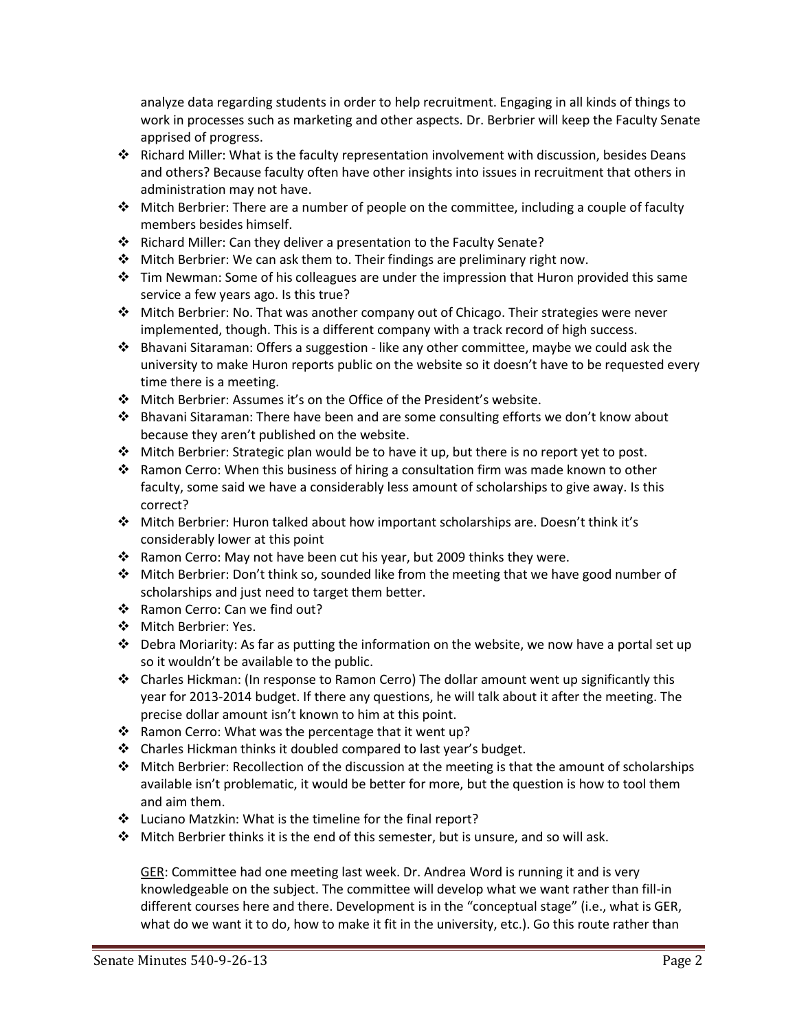analyze data regarding students in order to help recruitment. Engaging in all kinds of things to work in processes such as marketing and other aspects. Dr. Berbrier will keep the Faculty Senate apprised of progress.

- Richard Miller: What is the faculty representation involvement with discussion, besides Deans and others? Because faculty often have other insights into issues in recruitment that others in administration may not have.
- Mitch Berbrier: There are a number of people on the committee, including a couple of faculty members besides himself.
- Richard Miller: Can they deliver a presentation to the Faculty Senate?
- Mitch Berbrier: We can ask them to. Their findings are preliminary right now.
- Tim Newman: Some of his colleagues are under the impression that Huron provided this same service a few years ago. Is this true?
- Mitch Berbrier: No. That was another company out of Chicago. Their strategies were never implemented, though. This is a different company with a track record of high success.
- Bhavani Sitaraman: Offers a suggestion - like any other committee, maybe we could ask the university to make Huron reports public on the website so it doesn't have to be requested every time there is a meeting.
- Mitch Berbrier: Assumes it's on the Office of the President's website.
- Bhavani Sitaraman: There have been and are some consulting efforts we don't know about because they aren't published on the website.
- Mitch Berbrier: Strategic plan would be to have it up, but there is no report yet to post.
- Ramon Cerro: When this business of hiring a consultation firm was made known to other faculty, some said we have a considerably less amount of scholarships to give away. Is this correct?
- Mitch Berbrier: Huron talked about how important scholarships are. Doesn't think it's considerably lower at this point
- Ramon Cerro: May not have been cut his year, but 2009 thinks they were.
- Mitch Berbrier: Don't think so, sounded like from the meeting that we have good number of scholarships and just need to target them better.
- Ramon Cerro: Can we find out?
- Mitch Berbrier: Yes.
- Debra Moriarity: As far as putting the information on the website, we now have a portal set up so it wouldn't be available to the public.
- Charles Hickman: (In response to Ramon Cerro) The dollar amount went up significantly this year for 2013-2014 budget. If there any questions, he will talk about it after the meeting. The precise dollar amount isn't known to him at this point.
- Ramon Cerro: What was the percentage that it went up?
- Charles Hickman thinks it doubled compared to last year's budget.
- Mitch Berbrier: Recollection of the discussion at the meeting is that the amount of scholarships available isn't problematic, it would be better for more, but the question is how to tool them and aim them.
- Luciano Matzkin: What is the timeline for the final report?
- Mitch Berbrier thinks it is the end of this semester, but is unsure, and so will ask.

<u>GER</u>: Committee had one meeting last week. Dr. Andrea Word is running it and is very knowledgeable on the subject. The committee will develop what we want rather than fill-in different courses here and there. Development is in the "conceptual stage" (i.e., what is GER, what do we want it to do, how to make it fit in the university, etc.). Go this route rather than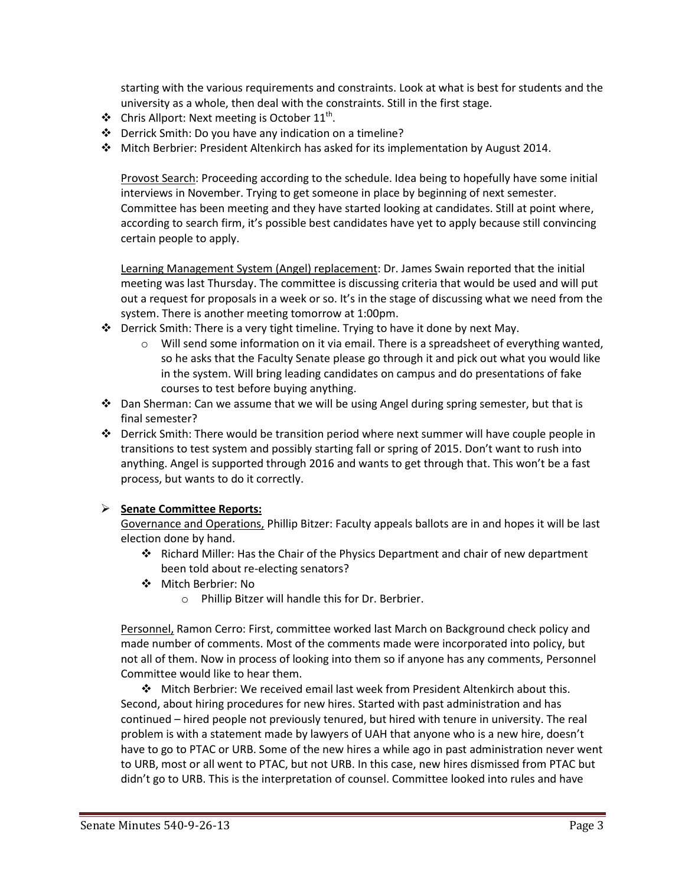starting with the various requirements and constraints. Look at what is best for students and the university as a whole, then deal with the constraints. Still in the first stage.

- Chris Allport: Next meeting is October 11th.
- Derrick Smith: Do you have any indication on a timeline?
- Mitch Berbrier: President Altenkirch has asked for its implementation by August 2014.

<u>Provost Search</u>: Proceeding according to the schedule. Idea being to hopefully have some initial interviews in November. Trying to get someone in place by beginning of next semester. Committee has been meeting and they have started looking at candidates. Still at point where, according to search firm, it's possible best candidates have yet to apply because still convincing certain people to apply.

<u>Learning Management System (Angel) replacement</u>: Dr. James Swain reported that the initial meeting was last Thursday. The committee is discussing criteria that would be used and will put out a request for proposals in a week or so. It's in the stage of discussing what we need from the system. There is another meeting tomorrow at 1:00pm.

- Derrick Smith: There is a very tight timeline. Trying to have it done by next May.
  - Will send some information on it via email. There is a spreadsheet of everything wanted, so he asks that the Faculty Senate please go through it and pick out what you would like in the system. Will bring leading candidates on campus and do presentations of fake courses to test before buying anything.
- Dan Sherman: Can we assume that we will be using Angel during spring semester, but that is final semester?
- Derrick Smith: There would be transition period where next summer will have couple people in transitions to test system and possibly starting fall or spring of 2015. Don't want to rush into anything. Angel is supported through 2016 and wants to get through that. This won't be a fast process, but wants to do it correctly.

- **<u>Senate Committee Reports:</u>**

  <u>Governance and Operations,</u> Phillip Bitzer: Faculty appeals ballots are in and hopes it will be last election done by hand.

  - Richard Miller: Has the Chair of the Physics Department and chair of new department been told about re-electing senators?
  - Mitch Berbrier: No
    - Phillip Bitzer will handle this for Dr. Berbrier.

  <u>Personnel,</u> Ramon Cerro: First, committee worked last March on Background check policy and made number of comments. Most of the comments made were incorporated into policy, but not all of them. Now in process of looking into them so if anyone has any comments, Personnel Committee would like to hear them.

  - Mitch Berbrier: We received email last week from President Altenkirch about this.

  Second, about hiring procedures for new hires. Started with past administration and has continued – hired people not previously tenured, but hired with tenure in university. The real problem is with a statement made by lawyers of UAH that anyone who is a new hire, doesn't have to go to PTAC or URB. Some of the new hires a while ago in past administration never went to URB, most or all went to PTAC, but not URB. In this case, new hires dismissed from PTAC but didn't go to URB. This is the interpretation of counsel. Committee looked into rules and have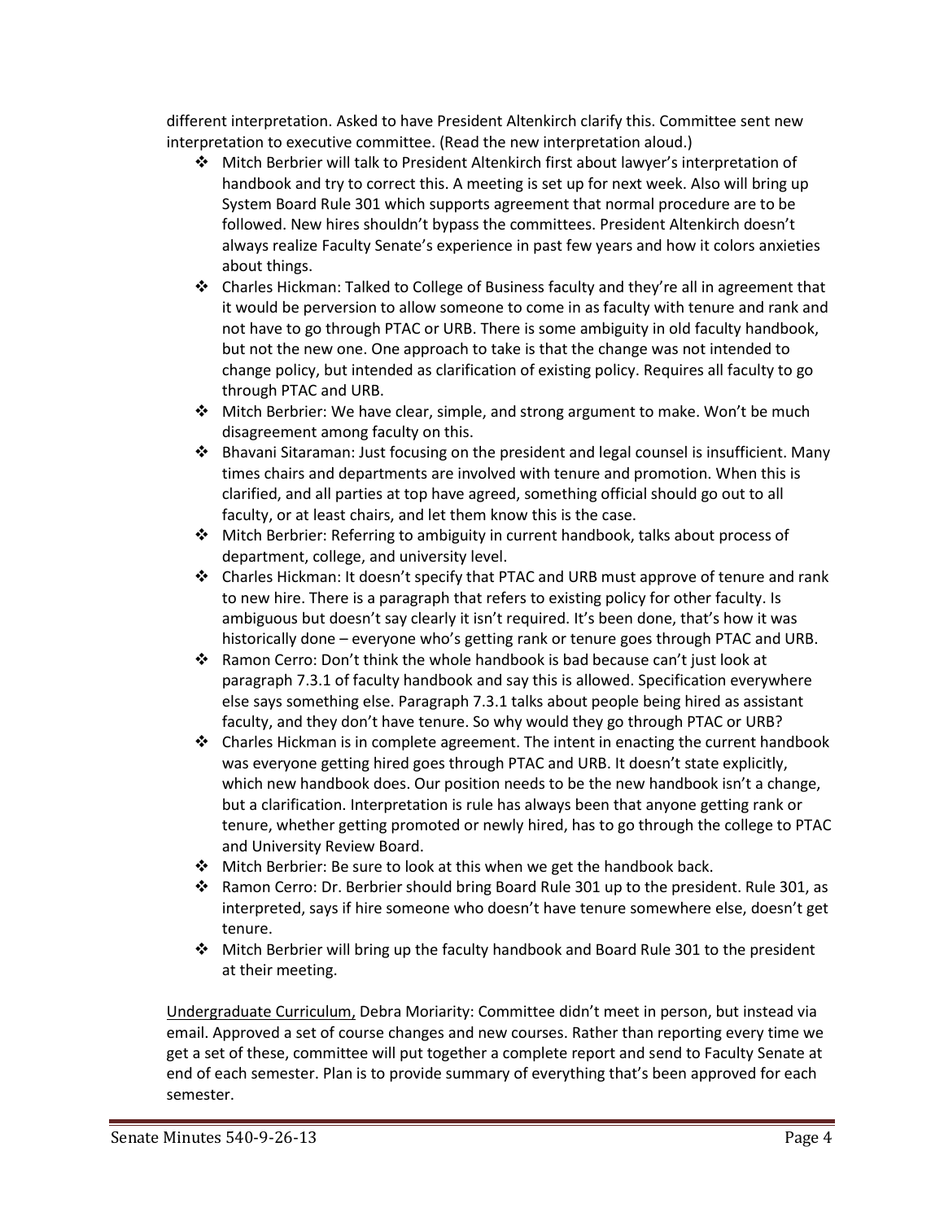different interpretation. Asked to have President Altenkirch clarify this. Committee sent new interpretation to executive committee. (Read the new interpretation aloud.)

- Mitch Berbrier will talk to President Altenkirch first about lawyer's interpretation of handbook and try to correct this. A meeting is set up for next week. Also will bring up System Board Rule 301 which supports agreement that normal procedure are to be followed. New hires shouldn't bypass the committees. President Altenkirch doesn't always realize Faculty Senate's experience in past few years and how it colors anxieties about things.
- Charles Hickman: Talked to College of Business faculty and they're all in agreement that it would be perversion to allow someone to come in as faculty with tenure and rank and not have to go through PTAC or URB. There is some ambiguity in old faculty handbook, but not the new one. One approach to take is that the change was not intended to change policy, but intended as clarification of existing policy. Requires all faculty to go through PTAC and URB.
- Mitch Berbrier: We have clear, simple, and strong argument to make. Won't be much disagreement among faculty on this.
- Bhavani Sitaraman: Just focusing on the president and legal counsel is insufficient. Many times chairs and departments are involved with tenure and promotion. When this is clarified, and all parties at top have agreed, something official should go out to all faculty, or at least chairs, and let them know this is the case.
- Mitch Berbrier: Referring to ambiguity in current handbook, talks about process of department, college, and university level.
- Charles Hickman: It doesn't specify that PTAC and URB must approve of tenure and rank to new hire. There is a paragraph that refers to existing policy for other faculty. Is ambiguous but doesn't say clearly it isn't required. It's been done, that's how it was historically done – everyone who's getting rank or tenure goes through PTAC and URB.
- Ramon Cerro: Don't think the whole handbook is bad because can't just look at paragraph 7.3.1 of faculty handbook and say this is allowed. Specification everywhere else says something else. Paragraph 7.3.1 talks about people being hired as assistant faculty, and they don't have tenure. So why would they go through PTAC or URB?
- Charles Hickman is in complete agreement. The intent in enacting the current handbook was everyone getting hired goes through PTAC and URB. It doesn't state explicitly, which new handbook does. Our position needs to be the new handbook isn't a change, but a clarification. Interpretation is rule has always been that anyone getting rank or tenure, whether getting promoted or newly hired, has to go through the college to PTAC and University Review Board.
- Mitch Berbrier: Be sure to look at this when we get the handbook back.
- Ramon Cerro: Dr. Berbrier should bring Board Rule 301 up to the president. Rule 301, as interpreted, says if hire someone who doesn't have tenure somewhere else, doesn't get tenure.
- Mitch Berbrier will bring up the faculty handbook and Board Rule 301 to the president at their meeting.

Undergraduate Curriculum, Debra Moriarity: Committee didn't meet in person, but instead via email. Approved a set of course changes and new courses. Rather than reporting every time we get a set of these, committee will put together a complete report and send to Faculty Senate at end of each semester. Plan is to provide summary of everything that's been approved for each semester.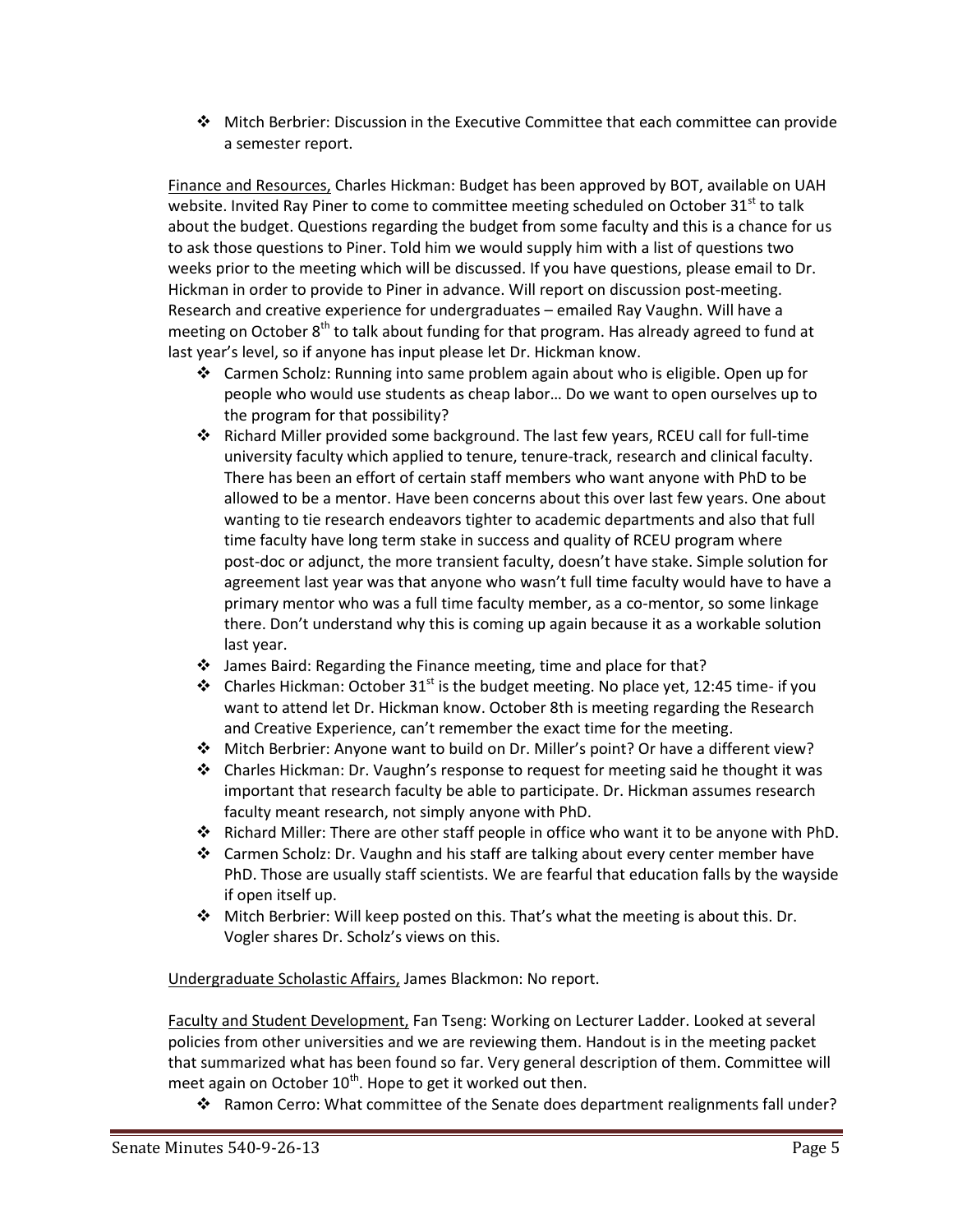- Mitch Berbrier: Discussion in the Executive Committee that each committee can provide a semester report.

Finance and Resources, Charles Hickman: Budget has been approved by BOT, available on UAH website. Invited Ray Piner to come to committee meeting scheduled on October 31st to talk about the budget. Questions regarding the budget from some faculty and this is a chance for us to ask those questions to Piner. Told him we would supply him with a list of questions two weeks prior to the meeting which will be discussed. If you have questions, please email to Dr. Hickman in order to provide to Piner in advance. Will report on discussion post-meeting. Research and creative experience for undergraduates – emailed Ray Vaughn. Will have a meeting on October 8th to talk about funding for that program. Has already agreed to fund at last year's level, so if anyone has input please let Dr. Hickman know.

- Carmen Scholz: Running into same problem again about who is eligible. Open up for people who would use students as cheap labor… Do we want to open ourselves up to the program for that possibility?
- Richard Miller provided some background. The last few years, RCEU call for full-time university faculty which applied to tenure, tenure-track, research and clinical faculty. There has been an effort of certain staff members who want anyone with PhD to be allowed to be a mentor. Have been concerns about this over last few years. One about wanting to tie research endeavors tighter to academic departments and also that full time faculty have long term stake in success and quality of RCEU program where post-doc or adjunct, the more transient faculty, doesn't have stake. Simple solution for agreement last year was that anyone who wasn't full time faculty would have to have a primary mentor who was a full time faculty member, as a co-mentor, so some linkage there. Don't understand why this is coming up again because it as a workable solution last year.
- James Baird: Regarding the Finance meeting, time and place for that?
- Charles Hickman: October 31st is the budget meeting. No place yet, 12:45 time- if you want to attend let Dr. Hickman know. October 8th is meeting regarding the Research and Creative Experience, can't remember the exact time for the meeting.
- Mitch Berbrier: Anyone want to build on Dr. Miller's point? Or have a different view?
- Charles Hickman: Dr. Vaughn's response to request for meeting said he thought it was important that research faculty be able to participate. Dr. Hickman assumes research faculty meant research, not simply anyone with PhD.
- Richard Miller: There are other staff people in office who want it to be anyone with PhD.
- Carmen Scholz: Dr. Vaughn and his staff are talking about every center member have PhD. Those are usually staff scientists. We are fearful that education falls by the wayside if open itself up.
- Mitch Berbrier: Will keep posted on this. That's what the meeting is about this. Dr. Vogler shares Dr. Scholz's views on this.

Undergraduate Scholastic Affairs, James Blackmon: No report.

Faculty and Student Development, Fan Tseng: Working on Lecturer Ladder. Looked at several policies from other universities and we are reviewing them. Handout is in the meeting packet that summarized what has been found so far. Very general description of them. Committee will meet again on October 10th. Hope to get it worked out then.

- Ramon Cerro: What committee of the Senate does department realignments fall under?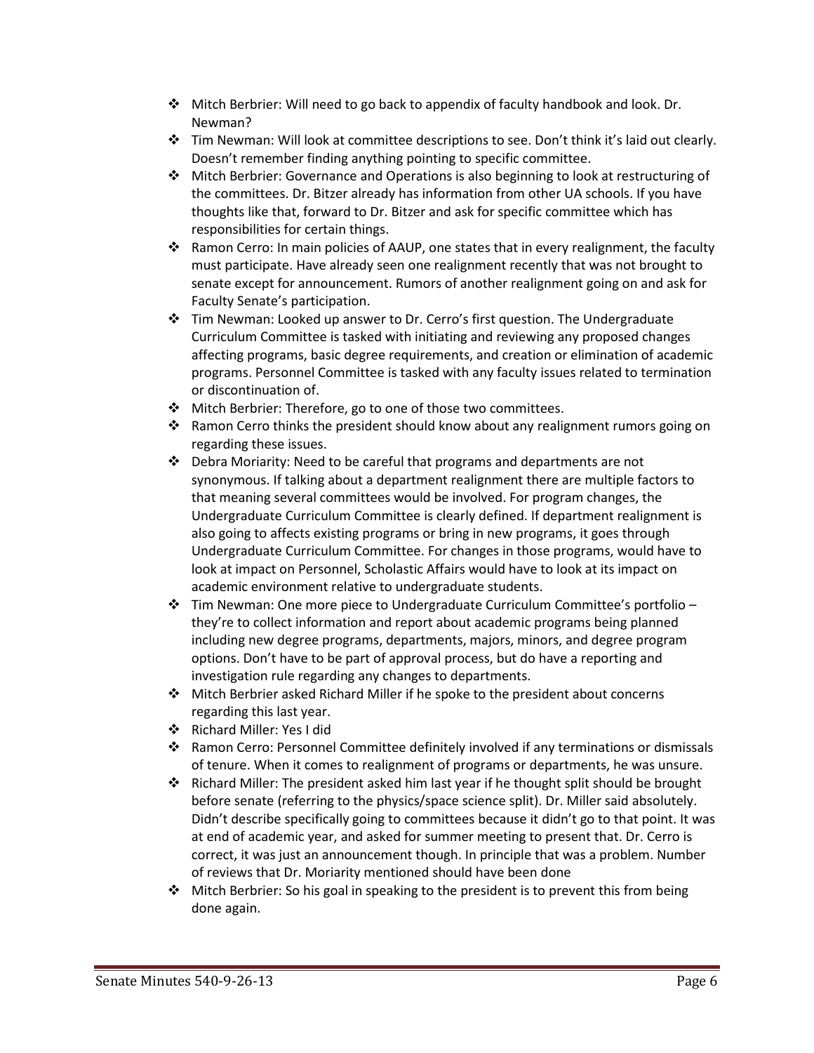- Mitch Berbrier: Will need to go back to appendix of faculty handbook and look. Dr. Newman?
- Tim Newman: Will look at committee descriptions to see. Don't think it's laid out clearly. Doesn't remember finding anything pointing to specific committee.
- Mitch Berbrier: Governance and Operations is also beginning to look at restructuring of the committees. Dr. Bitzer already has information from other UA schools. If you have thoughts like that, forward to Dr. Bitzer and ask for specific committee which has responsibilities for certain things.
- Ramon Cerro: In main policies of AAUP, one states that in every realignment, the faculty must participate. Have already seen one realignment recently that was not brought to senate except for announcement. Rumors of another realignment going on and ask for Faculty Senate's participation.
- Tim Newman: Looked up answer to Dr. Cerro's first question. The Undergraduate Curriculum Committee is tasked with initiating and reviewing any proposed changes affecting programs, basic degree requirements, and creation or elimination of academic programs. Personnel Committee is tasked with any faculty issues related to termination or discontinuation of.
- Mitch Berbrier: Therefore, go to one of those two committees.
- Ramon Cerro thinks the president should know about any realignment rumors going on regarding these issues.
- Debra Moriarity: Need to be careful that programs and departments are not synonymous. If talking about a department realignment there are multiple factors to that meaning several committees would be involved. For program changes, the Undergraduate Curriculum Committee is clearly defined. If department realignment is also going to affects existing programs or bring in new programs, it goes through Undergraduate Curriculum Committee. For changes in those programs, would have to look at impact on Personnel, Scholastic Affairs would have to look at its impact on academic environment relative to undergraduate students.
- Tim Newman: One more piece to Undergraduate Curriculum Committee's portfolio – they're to collect information and report about academic programs being planned including new degree programs, departments, majors, minors, and degree program options. Don't have to be part of approval process, but do have a reporting and investigation rule regarding any changes to departments.
- Mitch Berbrier asked Richard Miller if he spoke to the president about concerns regarding this last year.
- Richard Miller: Yes I did
- Ramon Cerro: Personnel Committee definitely involved if any terminations or dismissals of tenure. When it comes to realignment of programs or departments, he was unsure.
- Richard Miller: The president asked him last year if he thought split should be brought before senate (referring to the physics/space science split). Dr. Miller said absolutely. Didn't describe specifically going to committees because it didn't go to that point. It was at end of academic year, and asked for summer meeting to present that. Dr. Cerro is correct, it was just an announcement though. In principle that was a problem. Number of reviews that Dr. Moriarity mentioned should have been done
- Mitch Berbrier: So his goal in speaking to the president is to prevent this from being done again.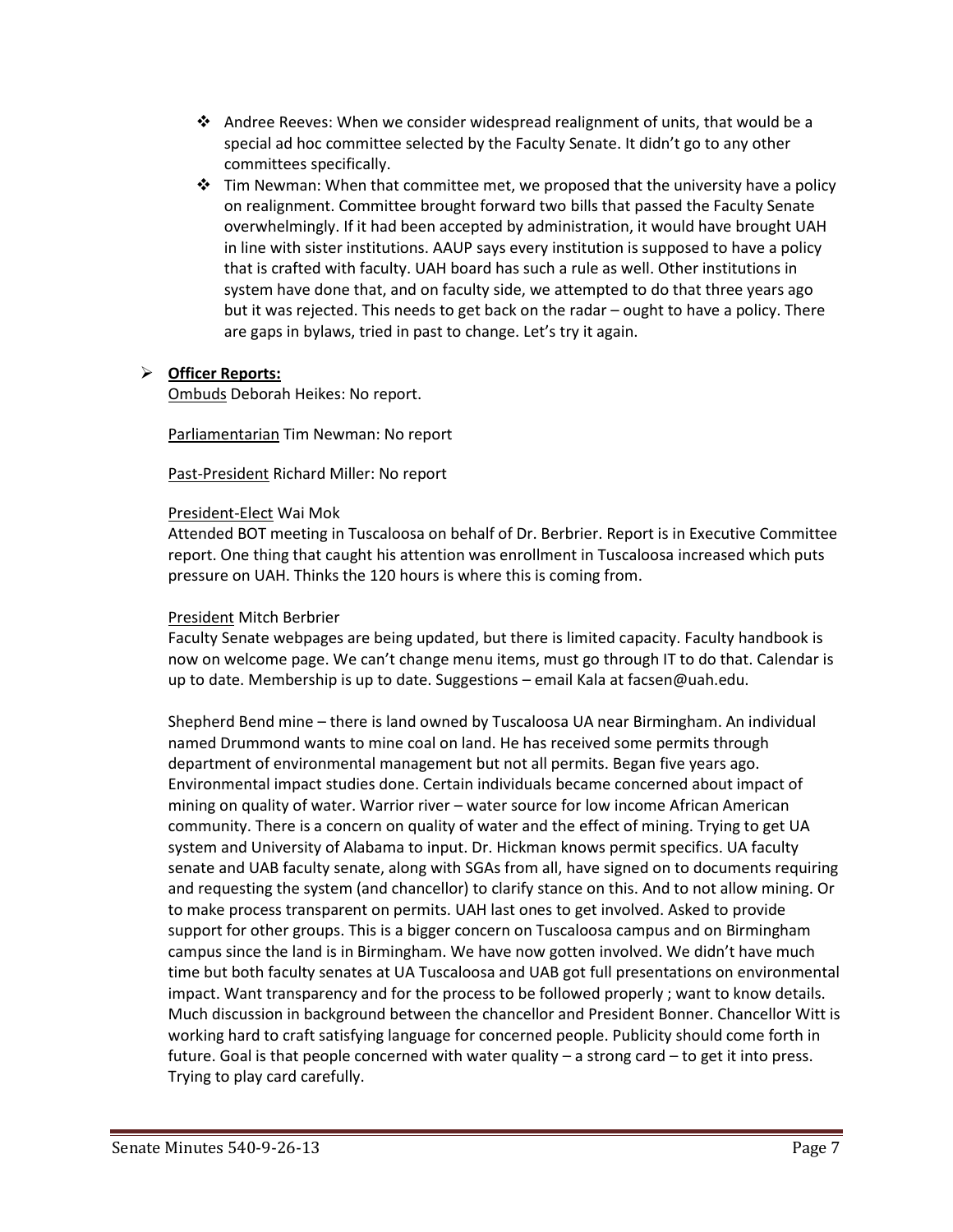- Andree Reeves: When we consider widespread realignment of units, that would be a special ad hoc committee selected by the Faculty Senate. It didn't go to any other committees specifically.
- Tim Newman: When that committee met, we proposed that the university have a policy on realignment. Committee brought forward two bills that passed the Faculty Senate overwhelmingly. If it had been accepted by administration, it would have brought UAH in line with sister institutions. AAUP says every institution is supposed to have a policy that is crafted with faculty. UAH board has such a rule as well. Other institutions in system have done that, and on faculty side, we attempted to do that three years ago but it was rejected. This needs to get back on the radar – ought to have a policy. There are gaps in bylaws, tried in past to change. Let's try it again.

- **Officer Reports:**

  Ombuds Deborah Heikes: No report.

  Parliamentarian Tim Newman: No report

  Past-President Richard Miller: No report

  President-Elect Wai Mok

  Attended BOT meeting in Tuscaloosa on behalf of Dr. Berbrier. Report is in Executive Committee report. One thing that caught his attention was enrollment in Tuscaloosa increased which puts pressure on UAH. Thinks the 120 hours is where this is coming from.

  President Mitch Berbrier

  Faculty Senate webpages are being updated, but there is limited capacity. Faculty handbook is now on welcome page. We can't change menu items, must go through IT to do that. Calendar is up to date. Membership is up to date. Suggestions – email Kala at facsen@uah.edu.

  Shepherd Bend mine – there is land owned by Tuscaloosa UA near Birmingham. An individual named Drummond wants to mine coal on land. He has received some permits through department of environmental management but not all permits. Began five years ago. Environmental impact studies done. Certain individuals became concerned about impact of mining on quality of water. Warrior river – water source for low income African American community. There is a concern on quality of water and the effect of mining. Trying to get UA system and University of Alabama to input. Dr. Hickman knows permit specifics. UA faculty senate and UAB faculty senate, along with SGAs from all, have signed on to documents requiring and requesting the system (and chancellor) to clarify stance on this. And to not allow mining. Or to make process transparent on permits. UAH last ones to get involved. Asked to provide support for other groups. This is a bigger concern on Tuscaloosa campus and on Birmingham campus since the land is in Birmingham. We have now gotten involved. We didn't have much time but both faculty senates at UA Tuscaloosa and UAB got full presentations on environmental impact. Want transparency and for the process to be followed properly ; want to know details. Much discussion in background between the chancellor and President Bonner. Chancellor Witt is working hard to craft satisfying language for concerned people. Publicity should come forth in future. Goal is that people concerned with water quality – a strong card – to get it into press. Trying to play card carefully.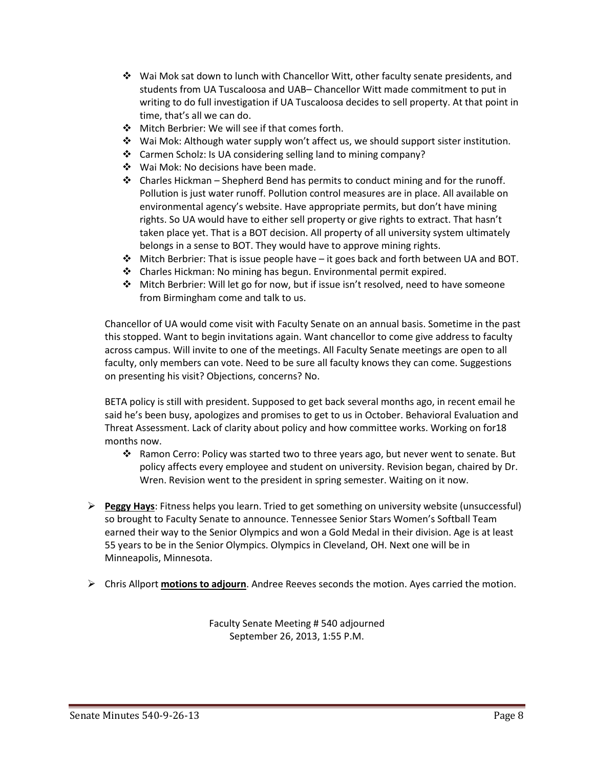- Wai Mok sat down to lunch with Chancellor Witt, other faculty senate presidents, and students from UA Tuscaloosa and UAB– Chancellor Witt made commitment to put in writing to do full investigation if UA Tuscaloosa decides to sell property. At that point in time, that's all we can do.
- Mitch Berbrier: We will see if that comes forth.
- Wai Mok: Although water supply won't affect us, we should support sister institution.
- Carmen Scholz: Is UA considering selling land to mining company?
- Wai Mok: No decisions have been made.
- Charles Hickman – Shepherd Bend has permits to conduct mining and for the runoff. Pollution is just water runoff. Pollution control measures are in place. All available on environmental agency's website. Have appropriate permits, but don't have mining rights. So UA would have to either sell property or give rights to extract. That hasn't taken place yet. That is a BOT decision. All property of all university system ultimately belongs in a sense to BOT. They would have to approve mining rights.
- Mitch Berbrier: That is issue people have – it goes back and forth between UA and BOT.
- Charles Hickman: No mining has begun. Environmental permit expired.
- Mitch Berbrier: Will let go for now, but if issue isn't resolved, need to have someone from Birmingham come and talk to us.

Chancellor of UA would come visit with Faculty Senate on an annual basis. Sometime in the past this stopped. Want to begin invitations again. Want chancellor to come give address to faculty across campus. Will invite to one of the meetings. All Faculty Senate meetings are open to all faculty, only members can vote. Need to be sure all faculty knows they can come. Suggestions on presenting his visit? Objections, concerns? No.

BETA policy is still with president. Supposed to get back several months ago, in recent email he said he's been busy, apologizes and promises to get to us in October. Behavioral Evaluation and Threat Assessment. Lack of clarity about policy and how committee works. Working on for18 months now.

- Ramon Cerro: Policy was started two to three years ago, but never went to senate. But policy affects every employee and student on university. Revision began, chaired by Dr. Wren. Revision went to the president in spring semester. Waiting on it now.

- **Peggy Hays**: Fitness helps you learn. Tried to get something on university website (unsuccessful) so brought to Faculty Senate to announce. Tennessee Senior Stars Women's Softball Team earned their way to the Senior Olympics and won a Gold Medal in their division. Age is at least 55 years to be in the Senior Olympics. Olympics in Cleveland, OH. Next one will be in Minneapolis, Minnesota.

- Chris Allport **motions to adjourn**. Andree Reeves seconds the motion. Ayes carried the motion.

Faculty Senate Meeting # 540 adjourned
September 26, 2013, 1:55 P.M.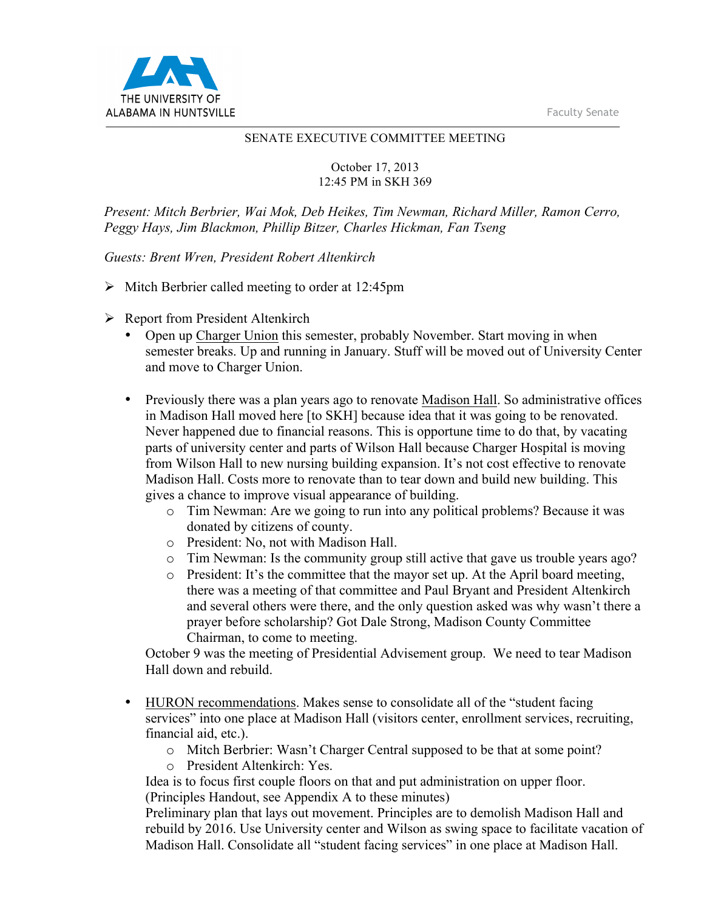THE UNIVERSITY OF ALABAMA IN HUNTSVILLE

Faculty Senate

SENATE EXECUTIVE COMMITTEE MEETING

October 17, 2013
12:45 PM in SKH 369

*Present: Mitch Berbrier, Wai Mok, Deb Heikes, Tim Newman, Richard Miller, Ramon Cerro, Peggy Hays, Jim Blackmon, Phillip Bitzer, Charles Hickman, Fan Tseng*

*Guests: Brent Wren, President Robert Altenkirch*

- Mitch Berbrier called meeting to order at 12:45pm

- Report from President Altenkirch
  - Open up Charger Union this semester, probably November. Start moving in when semester breaks. Up and running in January. Stuff will be moved out of University Center and move to Charger Union.

  - Previously there was a plan years ago to renovate Madison Hall. So administrative offices in Madison Hall moved here [to SKH] because idea that it was going to be renovated. Never happened due to financial reasons. This is opportune time to do that, by vacating parts of university center and parts of Wilson Hall because Charger Hospital is moving from Wilson Hall to new nursing building expansion. It's not cost effective to renovate Madison Hall. Costs more to renovate than to tear down and build new building. This gives a chance to improve visual appearance of building.
    - Tim Newman: Are we going to run into any political problems? Because it was donated by citizens of county.
    - President: No, not with Madison Hall.
    - Tim Newman: Is the community group still active that gave us trouble years ago?
    - President: It's the committee that the mayor set up. At the April board meeting, there was a meeting of that committee and Paul Bryant and President Altenkirch and several others were there, and the only question asked was why wasn't there a prayer before scholarship? Got Dale Strong, Madison County Committee Chairman, to come to meeting.

    October 9 was the meeting of Presidential Advisement group. We need to tear Madison Hall down and rebuild.

  - HURON recommendations. Makes sense to consolidate all of the "student facing services" into one place at Madison Hall (visitors center, enrollment services, recruiting, financial aid, etc.).
    - Mitch Berbrier: Wasn't Charger Central supposed to be that at some point?
    - President Altenkirch: Yes.

    Idea is to focus first couple floors on that and put administration on upper floor. (Principles Handout, see Appendix A to these minutes)
    Preliminary plan that lays out movement. Principles are to demolish Madison Hall and rebuild by 2016. Use University center and Wilson as swing space to facilitate vacation of Madison Hall. Consolidate all "student facing services" in one place at Madison Hall.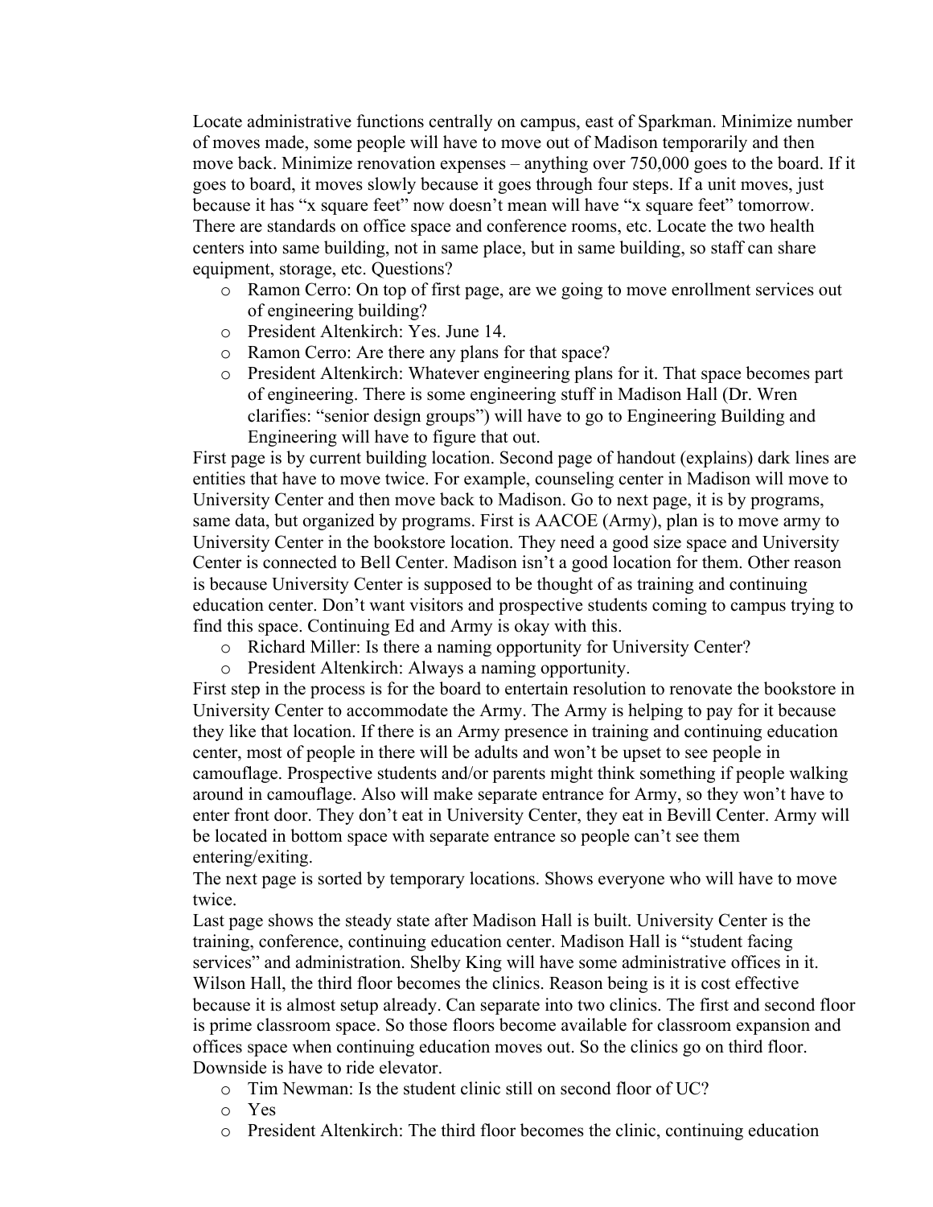Locate administrative functions centrally on campus, east of Sparkman. Minimize number of moves made, some people will have to move out of Madison temporarily and then move back. Minimize renovation expenses – anything over 750,000 goes to the board. If it goes to board, it moves slowly because it goes through four steps. If a unit moves, just because it has "x square feet" now doesn't mean will have "x square feet" tomorrow. There are standards on office space and conference rooms, etc. Locate the two health centers into same building, not in same place, but in same building, so staff can share equipment, storage, etc. Questions?

- Ramon Cerro: On top of first page, are we going to move enrollment services out of engineering building?
- President Altenkirch: Yes. June 14.
- Ramon Cerro: Are there any plans for that space?
- President Altenkirch: Whatever engineering plans for it. That space becomes part of engineering. There is some engineering stuff in Madison Hall (Dr. Wren clarifies: "senior design groups") will have to go to Engineering Building and Engineering will have to figure that out.

First page is by current building location. Second page of handout (explains) dark lines are entities that have to move twice. For example, counseling center in Madison will move to University Center and then move back to Madison. Go to next page, it is by programs, same data, but organized by programs. First is AACOE (Army), plan is to move army to University Center in the bookstore location. They need a good size space and University Center is connected to Bell Center. Madison isn't a good location for them. Other reason is because University Center is supposed to be thought of as training and continuing education center. Don't want visitors and prospective students coming to campus trying to find this space. Continuing Ed and Army is okay with this.

- Richard Miller: Is there a naming opportunity for University Center?
- President Altenkirch: Always a naming opportunity.

First step in the process is for the board to entertain resolution to renovate the bookstore in University Center to accommodate the Army. The Army is helping to pay for it because they like that location. If there is an Army presence in training and continuing education center, most of people in there will be adults and won't be upset to see people in camouflage. Prospective students and/or parents might think something if people walking around in camouflage. Also will make separate entrance for Army, so they won't have to enter front door. They don't eat in University Center, they eat in Bevill Center. Army will be located in bottom space with separate entrance so people can't see them entering/exiting.

The next page is sorted by temporary locations. Shows everyone who will have to move twice.

Last page shows the steady state after Madison Hall is built. University Center is the training, conference, continuing education center. Madison Hall is "student facing services" and administration. Shelby King will have some administrative offices in it. Wilson Hall, the third floor becomes the clinics. Reason being is it is cost effective because it is almost setup already. Can separate into two clinics. The first and second floor is prime classroom space. So those floors become available for classroom expansion and offices space when continuing education moves out. So the clinics go on third floor. Downside is have to ride elevator.

- Tim Newman: Is the student clinic still on second floor of UC?
- Yes
- President Altenkirch: The third floor becomes the clinic, continuing education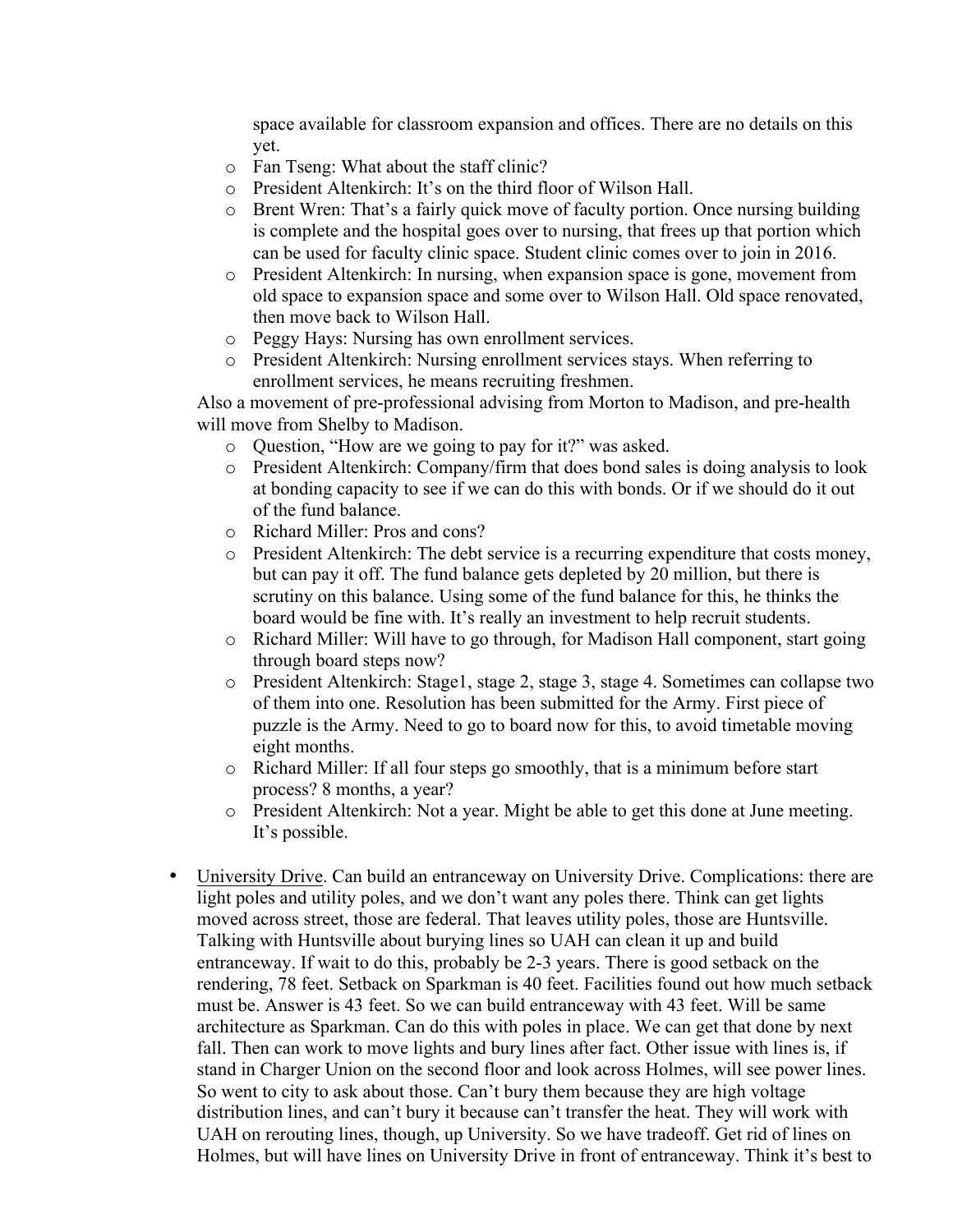space available for classroom expansion and offices. There are no details on this yet.

  - Fan Tseng: What about the staff clinic?
  - President Altenkirch: It's on the third floor of Wilson Hall.
  - Brent Wren: That's a fairly quick move of faculty portion. Once nursing building is complete and the hospital goes over to nursing, that frees up that portion which can be used for faculty clinic space. Student clinic comes over to join in 2016.
  - President Altenkirch: In nursing, when expansion space is gone, movement from old space to expansion space and some over to Wilson Hall. Old space renovated, then move back to Wilson Hall.
  - Peggy Hays: Nursing has own enrollment services.
  - President Altenkirch: Nursing enrollment services stays. When referring to enrollment services, he means recruiting freshmen.

Also a movement of pre-professional advising from Morton to Madison, and pre-health will move from Shelby to Madison.

  - Question, "How are we going to pay for it?" was asked.
  - President Altenkirch: Company/firm that does bond sales is doing analysis to look at bonding capacity to see if we can do this with bonds. Or if we should do it out of the fund balance.
  - Richard Miller: Pros and cons?
  - President Altenkirch: The debt service is a recurring expenditure that costs money, but can pay it off. The fund balance gets depleted by 20 million, but there is scrutiny on this balance. Using some of the fund balance for this, he thinks the board would be fine with. It's really an investment to help recruit students.
  - Richard Miller: Will have to go through, for Madison Hall component, start going through board steps now?
  - President Altenkirch: Stage1, stage 2, stage 3, stage 4. Sometimes can collapse two of them into one. Resolution has been submitted for the Army. First piece of puzzle is the Army. Need to go to board now for this, to avoid timetable moving eight months.
  - Richard Miller: If all four steps go smoothly, that is a minimum before start process? 8 months, a year?
  - President Altenkirch: Not a year. Might be able to get this done at June meeting. It's possible.

- University Drive. Can build an entranceway on University Drive. Complications: there are light poles and utility poles, and we don't want any poles there. Think can get lights moved across street, those are federal. That leaves utility poles, those are Huntsville. Talking with Huntsville about burying lines so UAH can clean it up and build entranceway. If wait to do this, probably be 2-3 years. There is good setback on the rendering, 78 feet. Setback on Sparkman is 40 feet. Facilities found out how much setback must be. Answer is 43 feet. So we can build entranceway with 43 feet. Will be same architecture as Sparkman. Can do this with poles in place. We can get that done by next fall. Then can work to move lights and bury lines after fact. Other issue with lines is, if stand in Charger Union on the second floor and look across Holmes, will see power lines. So went to city to ask about those. Can't bury them because they are high voltage distribution lines, and can't bury it because can't transfer the heat. They will work with UAH on rerouting lines, though, up University. So we have tradeoff. Get rid of lines on Holmes, but will have lines on University Drive in front of entranceway. Think it's best to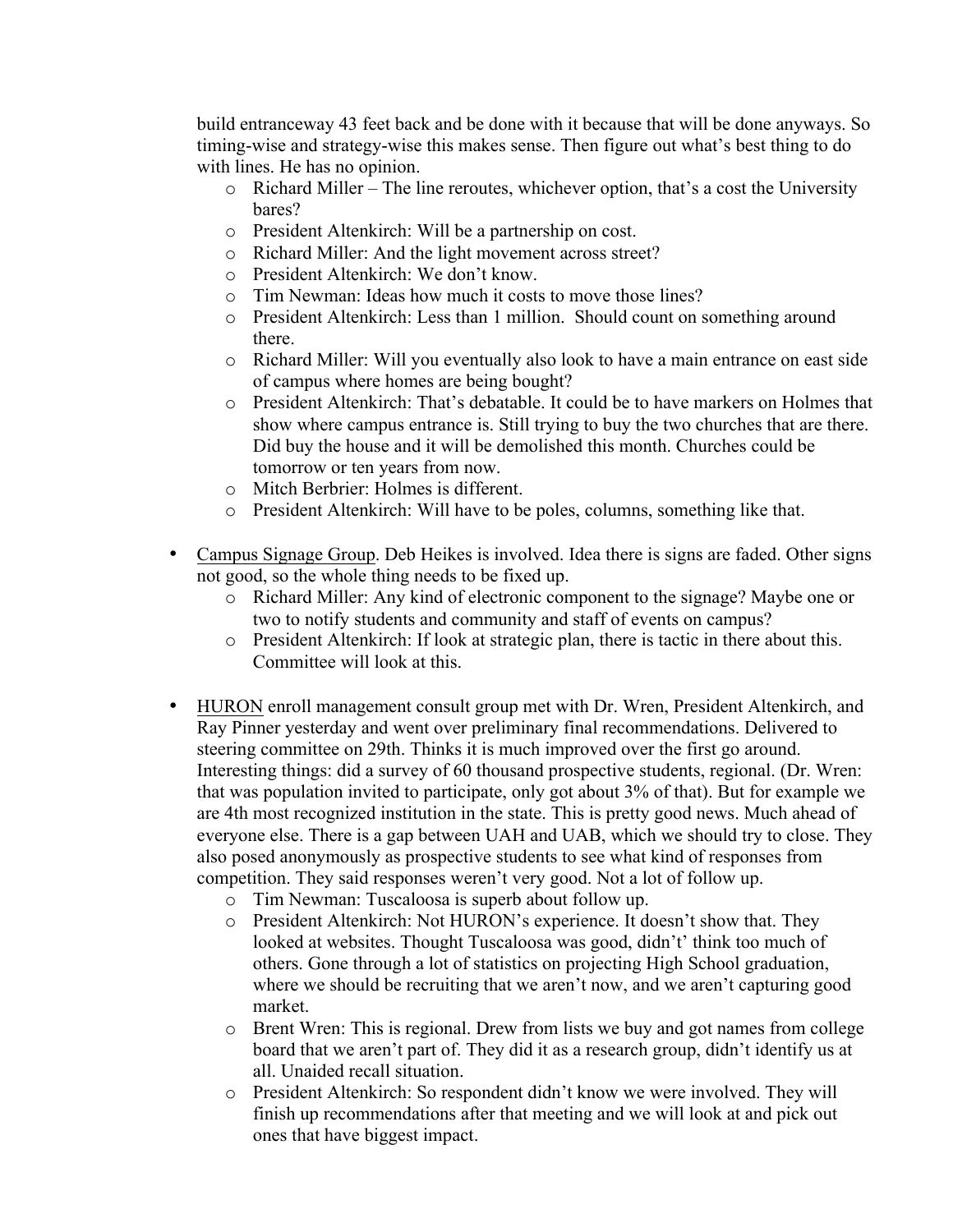build entranceway 43 feet back and be done with it because that will be done anyways. So timing-wise and strategy-wise this makes sense. Then figure out what's best thing to do with lines. He has no opinion.

- Richard Miller – The line reroutes, whichever option, that's a cost the University bares?
- President Altenkirch: Will be a partnership on cost.
- Richard Miller: And the light movement across street?
- President Altenkirch: We don't know.
- Tim Newman: Ideas how much it costs to move those lines?
- President Altenkirch: Less than 1 million. Should count on something around there.
- Richard Miller: Will you eventually also look to have a main entrance on east side of campus where homes are being bought?
- President Altenkirch: That's debatable. It could be to have markers on Holmes that show where campus entrance is. Still trying to buy the two churches that are there. Did buy the house and it will be demolished this month. Churches could be tomorrow or ten years from now.
- Mitch Berbrier: Holmes is different.
- President Altenkirch: Will have to be poles, columns, something like that.

- Campus Signage Group. Deb Heikes is involved. Idea there is signs are faded. Other signs not good, so the whole thing needs to be fixed up.
  - Richard Miller: Any kind of electronic component to the signage? Maybe one or two to notify students and community and staff of events on campus?
  - President Altenkirch: If look at strategic plan, there is tactic in there about this. Committee will look at this.

- HURON enroll management consult group met with Dr. Wren, President Altenkirch, and Ray Pinner yesterday and went over preliminary final recommendations. Delivered to steering committee on 29th. Thinks it is much improved over the first go around. Interesting things: did a survey of 60 thousand prospective students, regional. (Dr. Wren: that was population invited to participate, only got about 3% of that). But for example we are 4th most recognized institution in the state. This is pretty good news. Much ahead of everyone else. There is a gap between UAH and UAB, which we should try to close. They also posed anonymously as prospective students to see what kind of responses from competition. They said responses weren't very good. Not a lot of follow up.
  - Tim Newman: Tuscaloosa is superb about follow up.
  - President Altenkirch: Not HURON's experience. It doesn't show that. They looked at websites. Thought Tuscaloosa was good, didn't' think too much of others. Gone through a lot of statistics on projecting High School graduation, where we should be recruiting that we aren't now, and we aren't capturing good market.
  - Brent Wren: This is regional. Drew from lists we buy and got names from college board that we aren't part of. They did it as a research group, didn't identify us at all. Unaided recall situation.
  - President Altenkirch: So respondent didn't know we were involved. They will finish up recommendations after that meeting and we will look at and pick out ones that have biggest impact.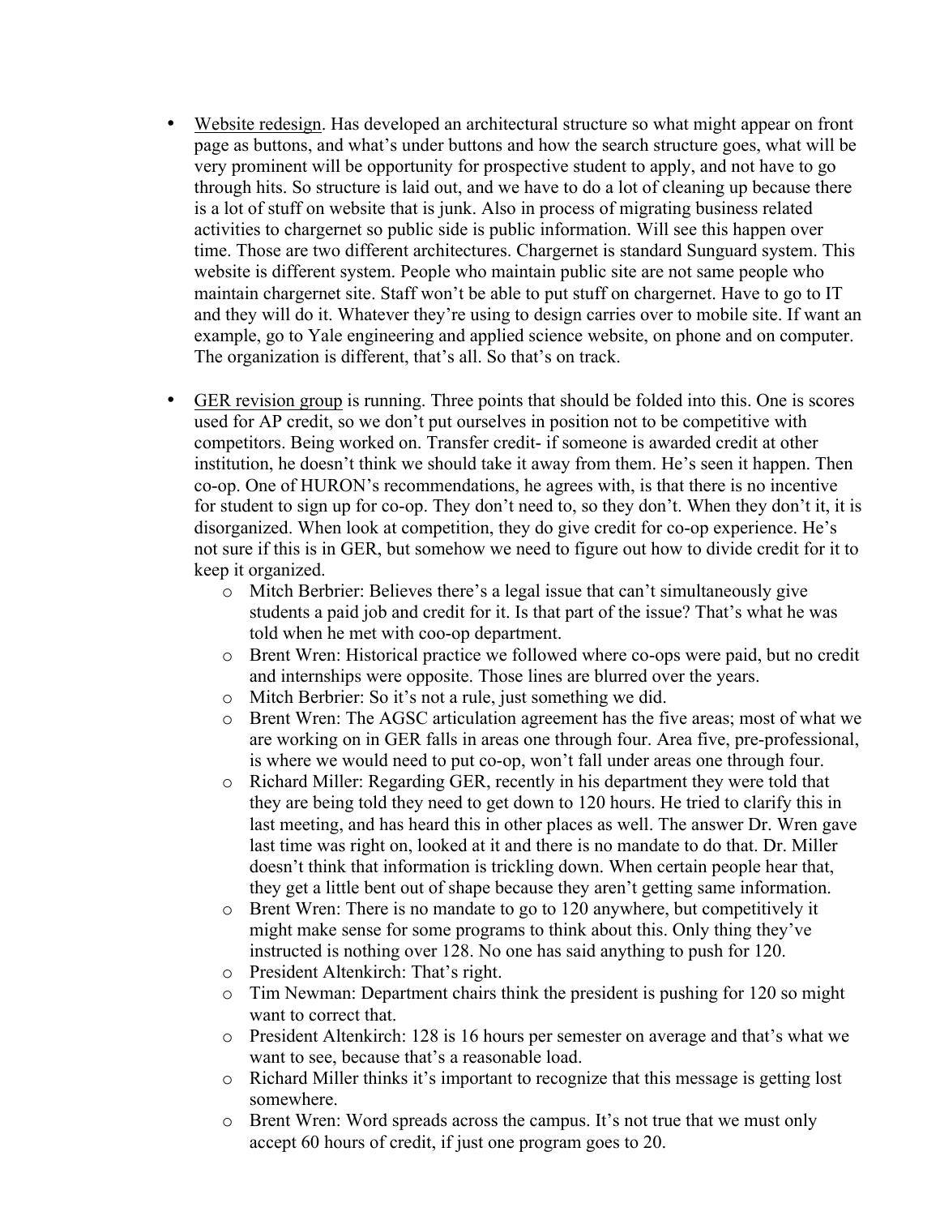- <u>Website redesign</u>. Has developed an architectural structure so what might appear on front page as buttons, and what's under buttons and how the search structure goes, what will be very prominent will be opportunity for prospective student to apply, and not have to go through hits. So structure is laid out, and we have to do a lot of cleaning up because there is a lot of stuff on website that is junk. Also in process of migrating business related activities to chargernet so public side is public information. Will see this happen over time. Those are two different architectures. Chargernet is standard Sunguard system. This website is different system. People who maintain public site are not same people who maintain chargernet site. Staff won't be able to put stuff on chargernet. Have to go to IT and they will do it. Whatever they're using to design carries over to mobile site. If want an example, go to Yale engineering and applied science website, on phone and on computer. The organization is different, that's all. So that's on track.

- <u>GER revision group</u> is running. Three points that should be folded into this. One is scores used for AP credit, so we don't put ourselves in position not to be competitive with competitors. Being worked on. Transfer credit- if someone is awarded credit at other institution, he doesn't think we should take it away from them. He's seen it happen. Then co-op. One of HURON's recommendations, he agrees with, is that there is no incentive for student to sign up for co-op. They don't need to, so they don't. When they don't it, it is disorganized. When look at competition, they do give credit for co-op experience. He's not sure if this is in GER, but somehow we need to figure out how to divide credit for it to keep it organized.
  - Mitch Berbrier: Believes there's a legal issue that can't simultaneously give students a paid job and credit for it. Is that part of the issue? That's what he was told when he met with coo-op department.
  - Brent Wren: Historical practice we followed where co-ops were paid, but no credit and internships were opposite. Those lines are blurred over the years.
  - Mitch Berbrier: So it's not a rule, just something we did.
  - Brent Wren: The AGSC articulation agreement has the five areas; most of what we are working on in GER falls in areas one through four. Area five, pre-professional, is where we would need to put co-op, won't fall under areas one through four.
  - Richard Miller: Regarding GER, recently in his department they were told that they are being told they need to get down to 120 hours. He tried to clarify this in last meeting, and has heard this in other places as well. The answer Dr. Wren gave last time was right on, looked at it and there is no mandate to do that. Dr. Miller doesn't think that information is trickling down. When certain people hear that, they get a little bent out of shape because they aren't getting same information.
  - Brent Wren: There is no mandate to go to 120 anywhere, but competitively it might make sense for some programs to think about this. Only thing they've instructed is nothing over 128. No one has said anything to push for 120.
  - President Altenkirch: That's right.
  - Tim Newman: Department chairs think the president is pushing for 120 so might want to correct that.
  - President Altenkirch: 128 is 16 hours per semester on average and that's what we want to see, because that's a reasonable load.
  - Richard Miller thinks it's important to recognize that this message is getting lost somewhere.
  - Brent Wren: Word spreads across the campus. It's not true that we must only accept 60 hours of credit, if just one program goes to 20.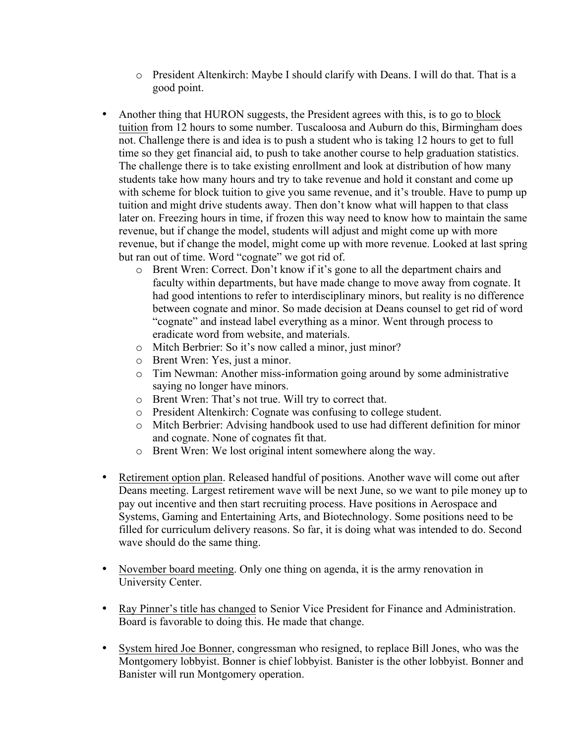- President Altenkirch: Maybe I should clarify with Deans. I will do that. That is a good point.

- Another thing that HURON suggests, the President agrees with this, is to go to block tuition from 12 hours to some number. Tuscaloosa and Auburn do this, Birmingham does not. Challenge there is and idea is to push a student who is taking 12 hours to get to full time so they get financial aid, to push to take another course to help graduation statistics. The challenge there is to take existing enrollment and look at distribution of how many students take how many hours and try to take revenue and hold it constant and come up with scheme for block tuition to give you same revenue, and it's trouble. Have to pump up tuition and might drive students away. Then don't know what will happen to that class later on. Freezing hours in time, if frozen this way need to know how to maintain the same revenue, but if change the model, students will adjust and might come up with more revenue, but if change the model, might come up with more revenue. Looked at last spring but ran out of time. Word "cognate" we got rid of.
  - Brent Wren: Correct. Don't know if it's gone to all the department chairs and faculty within departments, but have made change to move away from cognate. It had good intentions to refer to interdisciplinary minors, but reality is no difference between cognate and minor. So made decision at Deans counsel to get rid of word "cognate" and instead label everything as a minor. Went through process to eradicate word from website, and materials.
  - Mitch Berbrier: So it's now called a minor, just minor?
  - Brent Wren: Yes, just a minor.
  - Tim Newman: Another miss-information going around by some administrative saying no longer have minors.
  - Brent Wren: That's not true. Will try to correct that.
  - President Altenkirch: Cognate was confusing to college student.
  - Mitch Berbrier: Advising handbook used to use had different definition for minor and cognate. None of cognates fit that.
  - Brent Wren: We lost original intent somewhere along the way.

- Retirement option plan. Released handful of positions. Another wave will come out after Deans meeting. Largest retirement wave will be next June, so we want to pile money up to pay out incentive and then start recruiting process. Have positions in Aerospace and Systems, Gaming and Entertaining Arts, and Biotechnology. Some positions need to be filled for curriculum delivery reasons. So far, it is doing what was intended to do. Second wave should do the same thing.

- November board meeting. Only one thing on agenda, it is the army renovation in University Center.

- Ray Pinner's title has changed to Senior Vice President for Finance and Administration. Board is favorable to doing this. He made that change.

- System hired Joe Bonner, congressman who resigned, to replace Bill Jones, who was the Montgomery lobbyist. Bonner is chief lobbyist. Banister is the other lobbyist. Bonner and Banister will run Montgomery operation.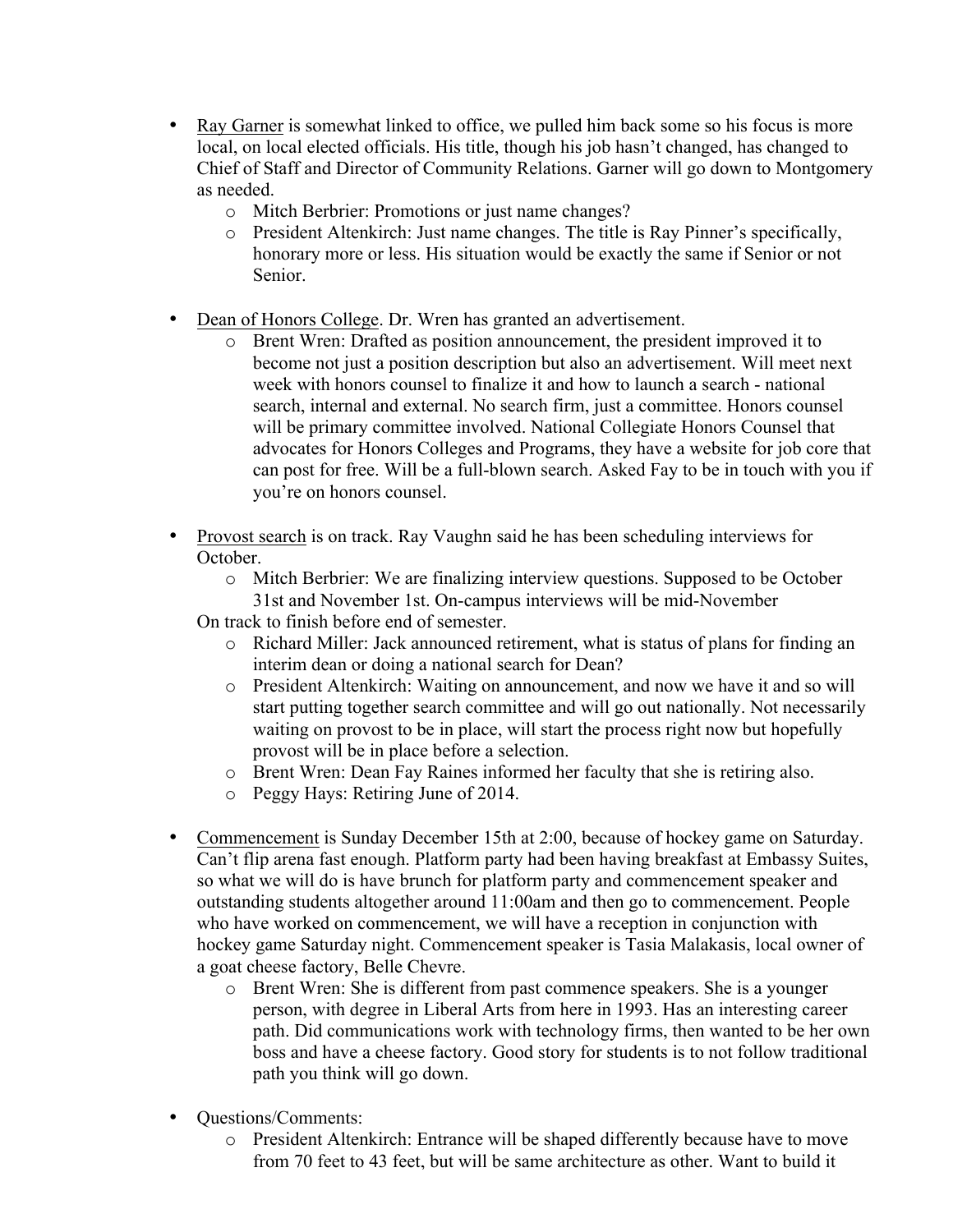- Ray Garner is somewhat linked to office, we pulled him back some so his focus is more local, on local elected officials. His title, though his job hasn't changed, has changed to Chief of Staff and Director of Community Relations. Garner will go down to Montgomery as needed.
    - Mitch Berbrier: Promotions or just name changes?
    - President Altenkirch: Just name changes. The title is Ray Pinner's specifically, honorary more or less. His situation would be exactly the same if Senior or not Senior.

- Dean of Honors College. Dr. Wren has granted an advertisement.
    - Brent Wren: Drafted as position announcement, the president improved it to become not just a position description but also an advertisement. Will meet next week with honors counsel to finalize it and how to launch a search - national search, internal and external. No search firm, just a committee. Honors counsel will be primary committee involved. National Collegiate Honors Counsel that advocates for Honors Colleges and Programs, they have a website for job core that can post for free. Will be a full-blown search. Asked Fay to be in touch with you if you're on honors counsel.

- Provost search is on track. Ray Vaughn said he has been scheduling interviews for October.
    - Mitch Berbrier: We are finalizing interview questions. Supposed to be October 31st and November 1st. On-campus interviews will be mid-November

  On track to finish before end of semester.
    - Richard Miller: Jack announced retirement, what is status of plans for finding an interim dean or doing a national search for Dean?
    - President Altenkirch: Waiting on announcement, and now we have it and so will start putting together search committee and will go out nationally. Not necessarily waiting on provost to be in place, will start the process right now but hopefully provost will be in place before a selection.
    - Brent Wren: Dean Fay Raines informed her faculty that she is retiring also.
    - Peggy Hays: Retiring June of 2014.

- Commencement is Sunday December 15th at 2:00, because of hockey game on Saturday. Can't flip arena fast enough. Platform party had been having breakfast at Embassy Suites, so what we will do is have brunch for platform party and commencement speaker and outstanding students altogether around 11:00am and then go to commencement. People who have worked on commencement, we will have a reception in conjunction with hockey game Saturday night. Commencement speaker is Tasia Malakasis, local owner of a goat cheese factory, Belle Chevre.
    - Brent Wren: She is different from past commence speakers. She is a younger person, with degree in Liberal Arts from here in 1993. Has an interesting career path. Did communications work with technology firms, then wanted to be her own boss and have a cheese factory. Good story for students is to not follow traditional path you think will go down.

- Questions/Comments:
    - President Altenkirch: Entrance will be shaped differently because have to move from 70 feet to 43 feet, but will be same architecture as other. Want to build it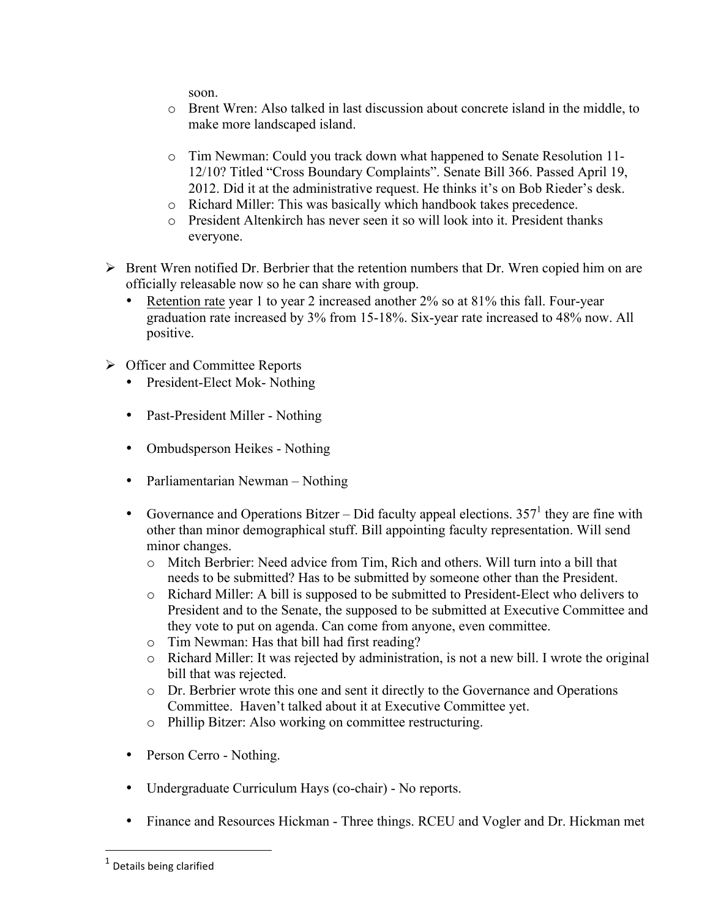soon.

- Brent Wren: Also talked in last discussion about concrete island in the middle, to make more landscaped island.
- Tim Newman: Could you track down what happened to Senate Resolution 11-12/10? Titled "Cross Boundary Complaints". Senate Bill 366. Passed April 19, 2012. Did it at the administrative request. He thinks it's on Bob Rieder's desk.
- Richard Miller: This was basically which handbook takes precedence.
- President Altenkirch has never seen it so will look into it. President thanks everyone.

➢ Brent Wren notified Dr. Berbrier that the retention numbers that Dr. Wren copied him on are officially releasable now so he can share with group.

- Retention rate year 1 to year 2 increased another 2% so at 81% this fall. Four-year graduation rate increased by 3% from 15-18%. Six-year rate increased to 48% now. All positive.

➢ Officer and Committee Reports

- President-Elect Mok- Nothing
- Past-President Miller - Nothing
- Ombudsperson Heikes - Nothing
- Parliamentarian Newman – Nothing
- Governance and Operations Bitzer – Did faculty appeal elections. 357[1] they are fine with other than minor demographical stuff. Bill appointing faculty representation. Will send minor changes.
  - Mitch Berbrier: Need advice from Tim, Rich and others. Will turn into a bill that needs to be submitted? Has to be submitted by someone other than the President.
  - Richard Miller: A bill is supposed to be submitted to President-Elect who delivers to President and to the Senate, the supposed to be submitted at Executive Committee and they vote to put on agenda. Can come from anyone, even committee.
  - Tim Newman: Has that bill had first reading?
  - Richard Miller: It was rejected by administration, is not a new bill. I wrote the original bill that was rejected.
  - Dr. Berbrier wrote this one and sent it directly to the Governance and Operations Committee. Haven't talked about it at Executive Committee yet.
  - Phillip Bitzer: Also working on committee restructuring.
- Person Cerro - Nothing.
- Undergraduate Curriculum Hays (co-chair) - No reports.
- Finance and Resources Hickman - Three things. RCEU and Vogler and Dr. Hickman met

[1] Details being clarified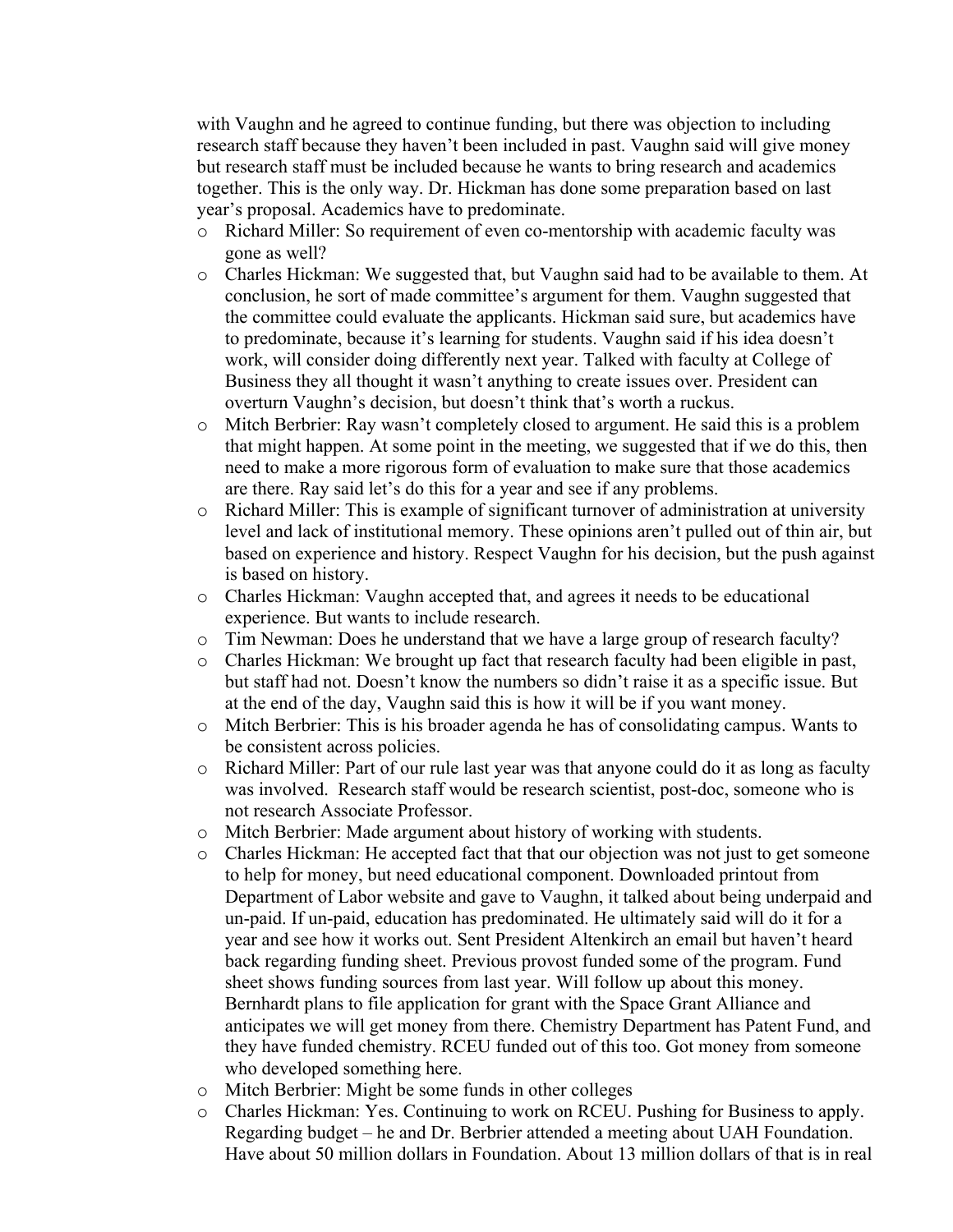with Vaughn and he agreed to continue funding, but there was objection to including research staff because they haven't been included in past. Vaughn said will give money but research staff must be included because he wants to bring research and academics together. This is the only way. Dr. Hickman has done some preparation based on last year's proposal. Academics have to predominate.

- Richard Miller: So requirement of even co-mentorship with academic faculty was gone as well?
- Charles Hickman: We suggested that, but Vaughn said had to be available to them. At conclusion, he sort of made committee's argument for them. Vaughn suggested that the committee could evaluate the applicants. Hickman said sure, but academics have to predominate, because it's learning for students. Vaughn said if his idea doesn't work, will consider doing differently next year. Talked with faculty at College of Business they all thought it wasn't anything to create issues over. President can overturn Vaughn's decision, but doesn't think that's worth a ruckus.
- Mitch Berbrier: Ray wasn't completely closed to argument. He said this is a problem that might happen. At some point in the meeting, we suggested that if we do this, then need to make a more rigorous form of evaluation to make sure that those academics are there. Ray said let's do this for a year and see if any problems.
- Richard Miller: This is example of significant turnover of administration at university level and lack of institutional memory. These opinions aren't pulled out of thin air, but based on experience and history. Respect Vaughn for his decision, but the push against is based on history.
- Charles Hickman: Vaughn accepted that, and agrees it needs to be educational experience. But wants to include research.
- Tim Newman: Does he understand that we have a large group of research faculty?
- Charles Hickman: We brought up fact that research faculty had been eligible in past, but staff had not. Doesn't know the numbers so didn't raise it as a specific issue. But at the end of the day, Vaughn said this is how it will be if you want money.
- Mitch Berbrier: This is his broader agenda he has of consolidating campus. Wants to be consistent across policies.
- Richard Miller: Part of our rule last year was that anyone could do it as long as faculty was involved. Research staff would be research scientist, post-doc, someone who is not research Associate Professor.
- Mitch Berbrier: Made argument about history of working with students.
- Charles Hickman: He accepted fact that that our objection was not just to get someone to help for money, but need educational component. Downloaded printout from Department of Labor website and gave to Vaughn, it talked about being underpaid and un-paid. If un-paid, education has predominated. He ultimately said will do it for a year and see how it works out. Sent President Altenkirch an email but haven't heard back regarding funding sheet. Previous provost funded some of the program. Fund sheet shows funding sources from last year. Will follow up about this money. Bernhardt plans to file application for grant with the Space Grant Alliance and anticipates we will get money from there. Chemistry Department has Patent Fund, and they have funded chemistry. RCEU funded out of this too. Got money from someone who developed something here.
- Mitch Berbrier: Might be some funds in other colleges
- Charles Hickman: Yes. Continuing to work on RCEU. Pushing for Business to apply. Regarding budget – he and Dr. Berbrier attended a meeting about UAH Foundation. Have about 50 million dollars in Foundation. About 13 million dollars of that is in real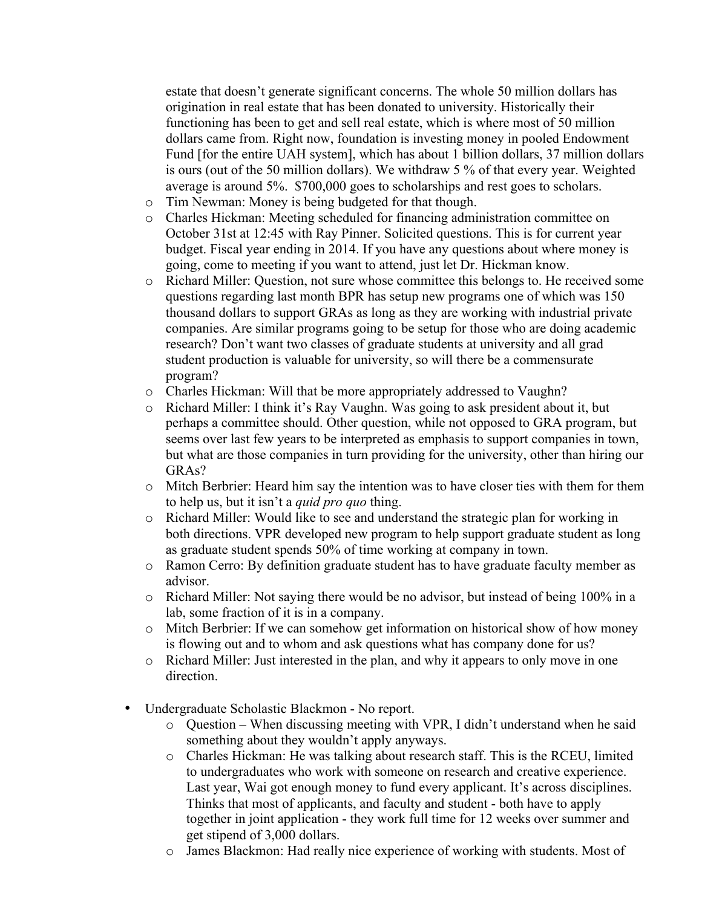estate that doesn't generate significant concerns. The whole 50 million dollars has origination in real estate that has been donated to university. Historically their functioning has been to get and sell real estate, which is where most of 50 million dollars came from. Right now, foundation is investing money in pooled Endowment Fund [for the entire UAH system], which has about 1 billion dollars, 37 million dollars is ours (out of the 50 million dollars). We withdraw 5 % of that every year. Weighted average is around 5%. $700,000 goes to scholarships and rest goes to scholars.

- Tim Newman: Money is being budgeted for that though.
- Charles Hickman: Meeting scheduled for financing administration committee on October 31st at 12:45 with Ray Pinner. Solicited questions. This is for current year budget. Fiscal year ending in 2014. If you have any questions about where money is going, come to meeting if you want to attend, just let Dr. Hickman know.
- Richard Miller: Question, not sure whose committee this belongs to. He received some questions regarding last month BPR has setup new programs one of which was 150 thousand dollars to support GRAs as long as they are working with industrial private companies. Are similar programs going to be setup for those who are doing academic research? Don't want two classes of graduate students at university and all grad student production is valuable for university, so will there be a commensurate program?
- Charles Hickman: Will that be more appropriately addressed to Vaughn?
- Richard Miller: I think it's Ray Vaughn. Was going to ask president about it, but perhaps a committee should. Other question, while not opposed to GRA program, but seems over last few years to be interpreted as emphasis to support companies in town, but what are those companies in turn providing for the university, other than hiring our GRAs?
- Mitch Berbrier: Heard him say the intention was to have closer ties with them for them to help us, but it isn't a *quid pro quo* thing.
- Richard Miller: Would like to see and understand the strategic plan for working in both directions. VPR developed new program to help support graduate student as long as graduate student spends 50% of time working at company in town.
- Ramon Cerro: By definition graduate student has to have graduate faculty member as advisor.
- Richard Miller: Not saying there would be no advisor, but instead of being 100% in a lab, some fraction of it is in a company.
- Mitch Berbrier: If we can somehow get information on historical show of how money is flowing out and to whom and ask questions what has company done for us?
- Richard Miller: Just interested in the plan, and why it appears to only move in one direction.

- Undergraduate Scholastic Blackmon - No report.
  - Question – When discussing meeting with VPR, I didn't understand when he said something about they wouldn't apply anyways.
  - Charles Hickman: He was talking about research staff. This is the RCEU, limited to undergraduates who work with someone on research and creative experience. Last year, Wai got enough money to fund every applicant. It's across disciplines. Thinks that most of applicants, and faculty and student - both have to apply together in joint application - they work full time for 12 weeks over summer and get stipend of 3,000 dollars.
  - James Blackmon: Had really nice experience of working with students. Most of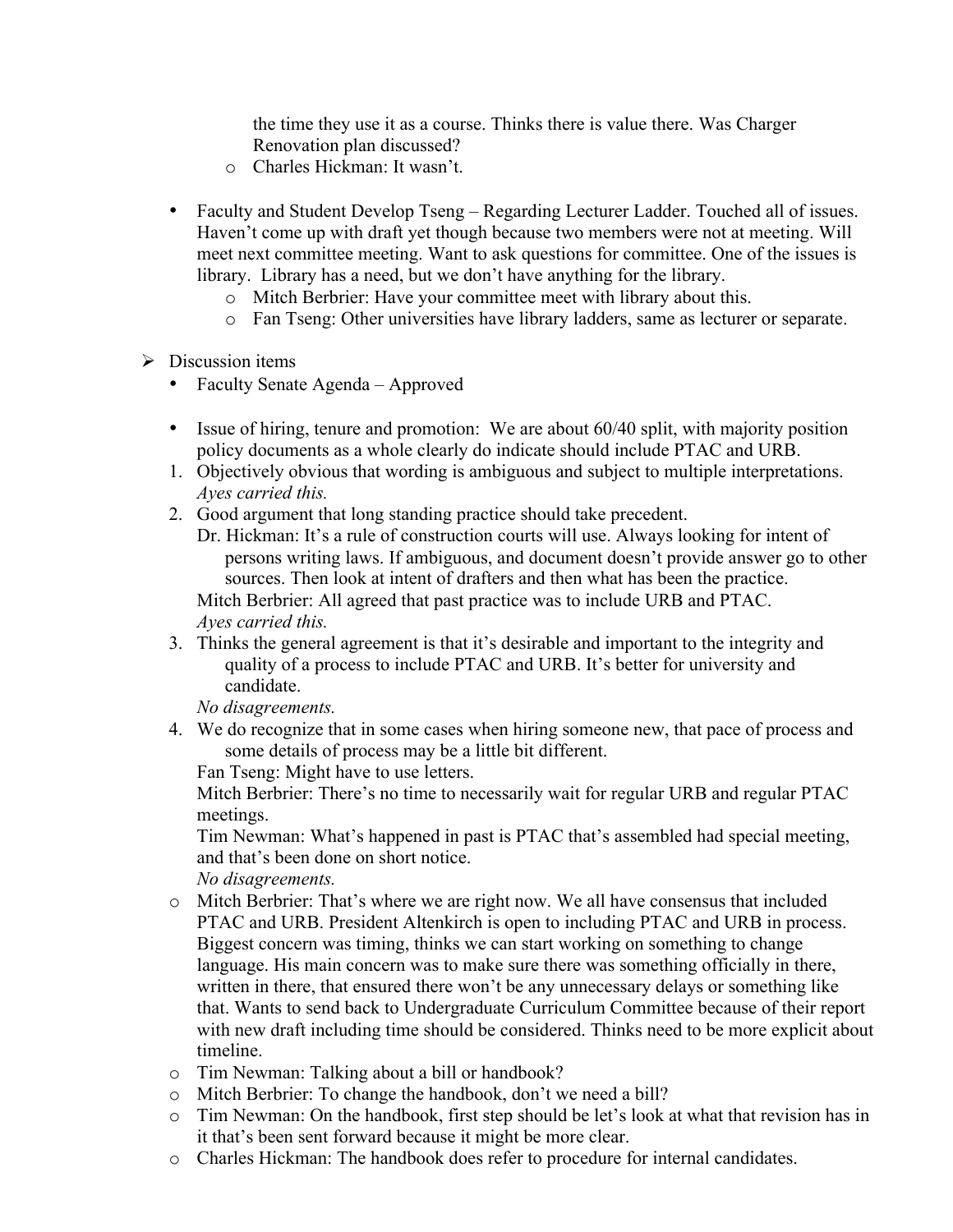the time they use it as a course. Thinks there is value there. Was Charger Renovation plan discussed?

  - Charles Hickman: It wasn't.

- Faculty and Student Develop Tseng – Regarding Lecturer Ladder. Touched all of issues. Haven't come up with draft yet though because two members were not at meeting. Will meet next committee meeting. Want to ask questions for committee. One of the issues is library. Library has a need, but we don't have anything for the library.
  - Mitch Berbrier: Have your committee meet with library about this.
  - Fan Tseng: Other universities have library ladders, same as lecturer or separate.

➢ Discussion items

- Faculty Senate Agenda – Approved

- Issue of hiring, tenure and promotion: We are about 60/40 split, with majority position policy documents as a whole clearly do indicate should include PTAC and URB.

1. Objectively obvious that wording is ambiguous and subject to multiple interpretations.
   *Ayes carried this.*
2. Good argument that long standing practice should take precedent.
   Dr. Hickman: It's a rule of construction courts will use. Always looking for intent of persons writing laws. If ambiguous, and document doesn't provide answer go to other sources. Then look at intent of drafters and then what has been the practice.
   Mitch Berbrier: All agreed that past practice was to include URB and PTAC.
   *Ayes carried this.*
3. Thinks the general agreement is that it's desirable and important to the integrity and quality of a process to include PTAC and URB. It's better for university and candidate.
   *No disagreements.*
4. We do recognize that in some cases when hiring someone new, that pace of process and some details of process may be a little bit different.
   Fan Tseng: Might have to use letters.
   Mitch Berbrier: There's no time to necessarily wait for regular URB and regular PTAC meetings.
   Tim Newman: What's happened in past is PTAC that's assembled had special meeting, and that's been done on short notice.
   *No disagreements.*

- Mitch Berbrier: That's where we are right now. We all have consensus that included PTAC and URB. President Altenkirch is open to including PTAC and URB in process. Biggest concern was timing, thinks we can start working on something to change language. His main concern was to make sure there was something officially in there, written in there, that ensured there won't be any unnecessary delays or something like that. Wants to send back to Undergraduate Curriculum Committee because of their report with new draft including time should be considered. Thinks need to be more explicit about timeline.
- Tim Newman: Talking about a bill or handbook?
- Mitch Berbrier: To change the handbook, don't we need a bill?
- Tim Newman: On the handbook, first step should be let's look at what that revision has in it that's been sent forward because it might be more clear.
- Charles Hickman: The handbook does refer to procedure for internal candidates.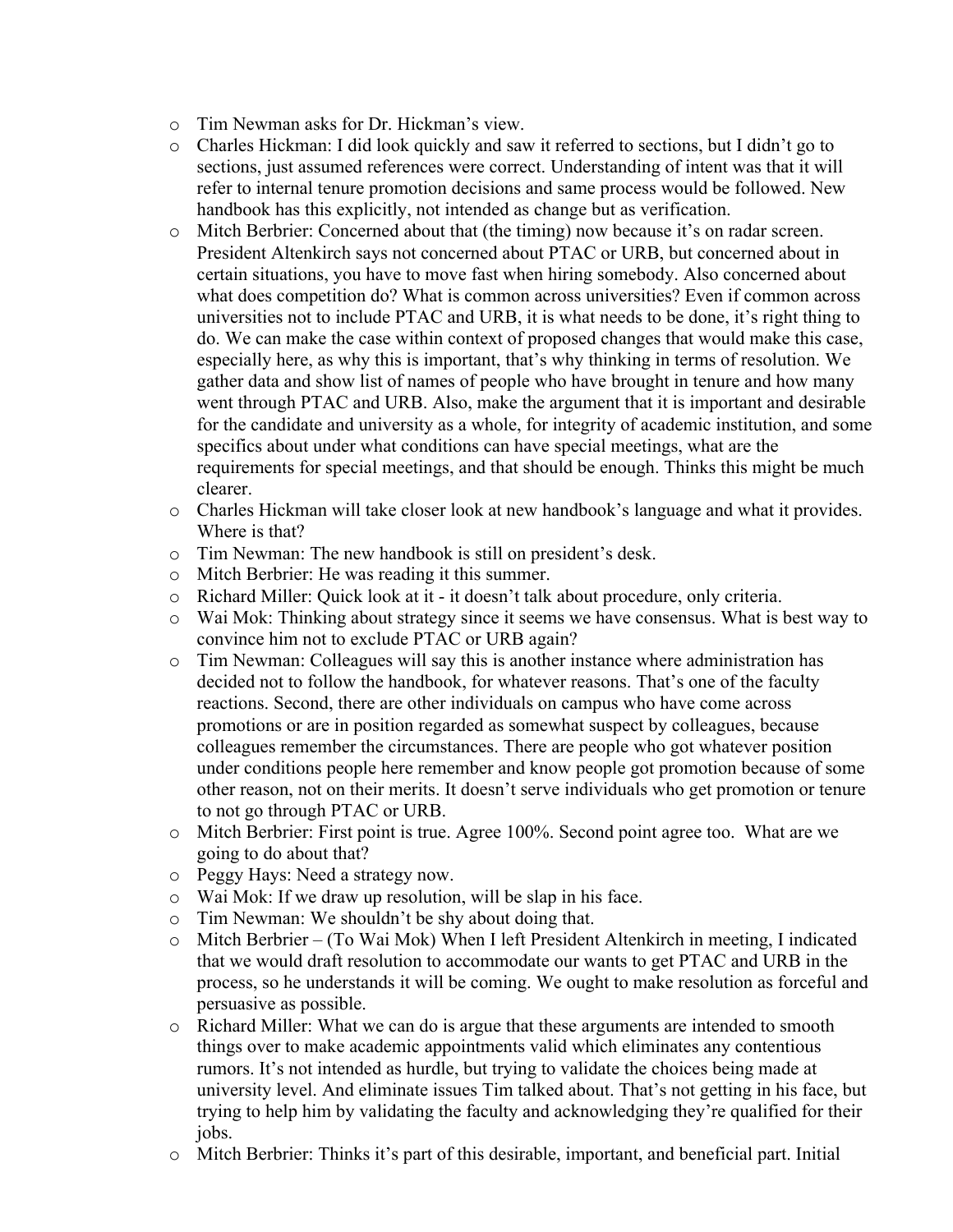- Tim Newman asks for Dr. Hickman's view.
- Charles Hickman: I did look quickly and saw it referred to sections, but I didn't go to sections, just assumed references were correct. Understanding of intent was that it will refer to internal tenure promotion decisions and same process would be followed. New handbook has this explicitly, not intended as change but as verification.
- Mitch Berbrier: Concerned about that (the timing) now because it's on radar screen. President Altenkirch says not concerned about PTAC or URB, but concerned about in certain situations, you have to move fast when hiring somebody. Also concerned about what does competition do? What is common across universities? Even if common across universities not to include PTAC and URB, it is what needs to be done, it's right thing to do. We can make the case within context of proposed changes that would make this case, especially here, as why this is important, that's why thinking in terms of resolution. We gather data and show list of names of people who have brought in tenure and how many went through PTAC and URB. Also, make the argument that it is important and desirable for the candidate and university as a whole, for integrity of academic institution, and some specifics about under what conditions can have special meetings, what are the requirements for special meetings, and that should be enough. Thinks this might be much clearer.
- Charles Hickman will take closer look at new handbook's language and what it provides. Where is that?
- Tim Newman: The new handbook is still on president's desk.
- Mitch Berbrier: He was reading it this summer.
- Richard Miller: Quick look at it - it doesn't talk about procedure, only criteria.
- Wai Mok: Thinking about strategy since it seems we have consensus. What is best way to convince him not to exclude PTAC or URB again?
- Tim Newman: Colleagues will say this is another instance where administration has decided not to follow the handbook, for whatever reasons. That's one of the faculty reactions. Second, there are other individuals on campus who have come across promotions or are in position regarded as somewhat suspect by colleagues, because colleagues remember the circumstances. There are people who got whatever position under conditions people here remember and know people got promotion because of some other reason, not on their merits. It doesn't serve individuals who get promotion or tenure to not go through PTAC or URB.
- Mitch Berbrier: First point is true. Agree 100%. Second point agree too. What are we going to do about that?
- Peggy Hays: Need a strategy now.
- Wai Mok: If we draw up resolution, will be slap in his face.
- Tim Newman: We shouldn't be shy about doing that.
- Mitch Berbrier – (To Wai Mok) When I left President Altenkirch in meeting, I indicated that we would draft resolution to accommodate our wants to get PTAC and URB in the process, so he understands it will be coming. We ought to make resolution as forceful and persuasive as possible.
- Richard Miller: What we can do is argue that these arguments are intended to smooth things over to make academic appointments valid which eliminates any contentious rumors. It's not intended as hurdle, but trying to validate the choices being made at university level. And eliminate issues Tim talked about. That's not getting in his face, but trying to help him by validating the faculty and acknowledging they're qualified for their jobs.
- Mitch Berbrier: Thinks it's part of this desirable, important, and beneficial part. Initial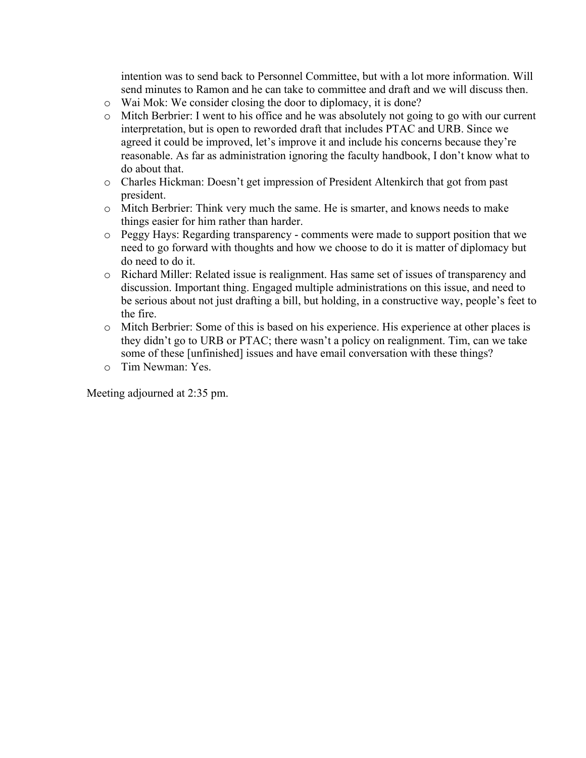intention was to send back to Personnel Committee, but with a lot more information. Will send minutes to Ramon and he can take to committee and draft and we will discuss then.

- Wai Mok: We consider closing the door to diplomacy, it is done?
- Mitch Berbrier: I went to his office and he was absolutely not going to go with our current interpretation, but is open to reworded draft that includes PTAC and URB. Since we agreed it could be improved, let's improve it and include his concerns because they're reasonable. As far as administration ignoring the faculty handbook, I don't know what to do about that.
- Charles Hickman: Doesn't get impression of President Altenkirch that got from past president.
- Mitch Berbrier: Think very much the same. He is smarter, and knows needs to make things easier for him rather than harder.
- Peggy Hays: Regarding transparency - comments were made to support position that we need to go forward with thoughts and how we choose to do it is matter of diplomacy but do need to do it.
- Richard Miller: Related issue is realignment. Has same set of issues of transparency and discussion. Important thing. Engaged multiple administrations on this issue, and need to be serious about not just drafting a bill, but holding, in a constructive way, people's feet to the fire.
- Mitch Berbrier: Some of this is based on his experience. His experience at other places is they didn't go to URB or PTAC; there wasn't a policy on realignment. Tim, can we take some of these [unfinished] issues and have email conversation with these things?
- Tim Newman: Yes.

Meeting adjourned at 2:35 pm.